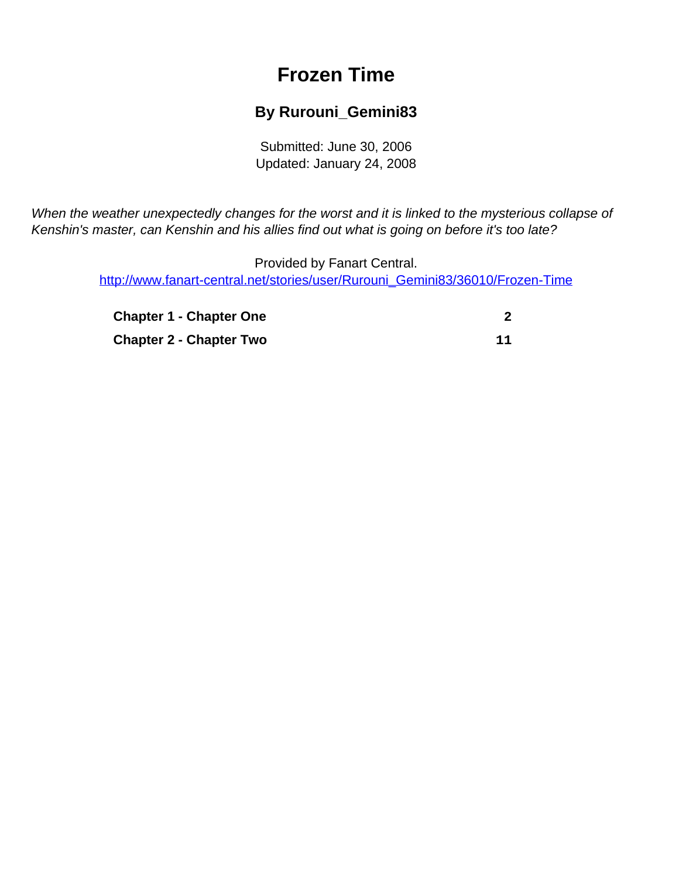# Frozen Time

## By Rurouni_Gemini83

Submitted: June 30, 2006
Updated: January 24, 2008

*When the weather unexpectedly changes for the worst and it is linked to the mysterious collapse of Kenshin's master, can Kenshin and his allies find out what is going on before it's too late?*

Provided by Fanart Central.
http://www.fanart-central.net/stories/user/Rurouni_Gemini83/36010/Frozen-Time

| | |
|---|---|
| **Chapter 1 - Chapter One** | **2** |
| **Chapter 2 - Chapter Two** | **11** |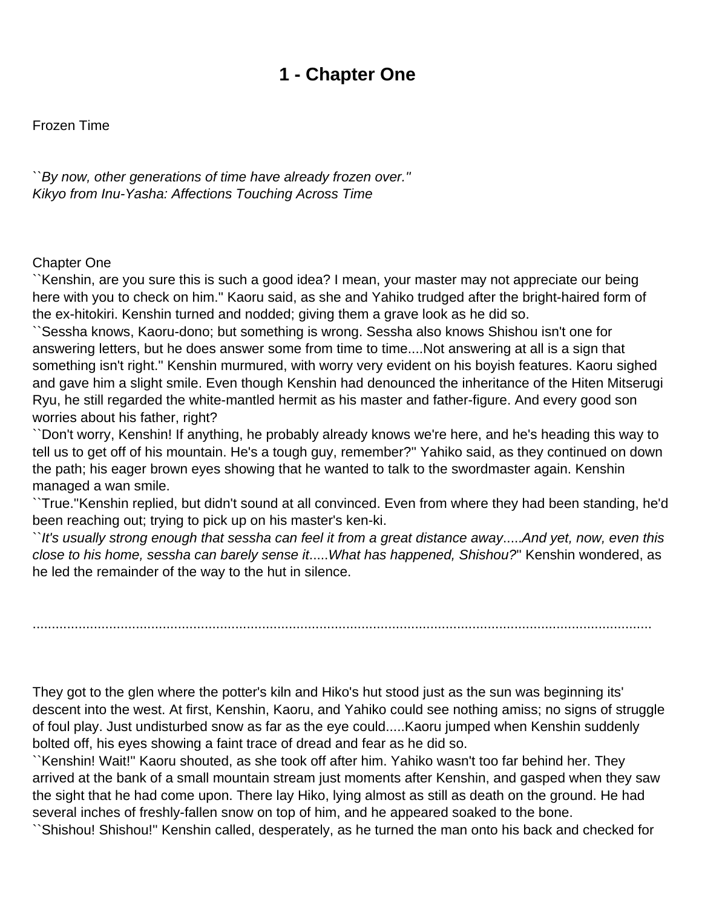# 1 - Chapter One

Frozen Time

*``By now, other generations of time have already frozen over.''*
*Kikyo from Inu-Yasha: Affections Touching Across Time*

Chapter One

``Kenshin, are you sure this is such a good idea? I mean, your master may not appreciate our being here with you to check on him.'' Kaoru said, as she and Yahiko trudged after the bright-haired form of the ex-hitokiri. Kenshin turned and nodded; giving them a grave look as he did so.

``Sessha knows, Kaoru-dono; but something is wrong. Sessha also knows Shishou isn't one for answering letters, but he does answer some from time to time....Not answering at all is a sign that something isn't right.'' Kenshin murmured, with worry very evident on his boyish features. Kaoru sighed and gave him a slight smile. Even though Kenshin had denounced the inheritance of the Hiten Mitserugi Ryu, he still regarded the white-mantled hermit as his master and father-figure. And every good son worries about his father, right?

``Don't worry, Kenshin! If anything, he probably already knows we're here, and he's heading this way to tell us to get off of his mountain. He's a tough guy, remember?'' Yahiko said, as they continued on down the path; his eager brown eyes showing that he wanted to talk to the swordmaster again. Kenshin managed a wan smile.

``True.''Kenshin replied, but didn't sound at all convinced. Even from where they had been standing, he'd been reaching out; trying to pick up on his master's ken-ki.

``*It's usually strong enough that sessha can feel it from a great distance away*.....*And yet, now, even this close to his home, sessha can barely sense it*.....*What has happened, Shishou?*'' Kenshin wondered, as he led the remainder of the way to the hut in silence.

...................................................................................................................................................................

They got to the glen where the potter's kiln and Hiko's hut stood just as the sun was beginning its' descent into the west. At first, Kenshin, Kaoru, and Yahiko could see nothing amiss; no signs of struggle of foul play. Just undisturbed snow as far as the eye could.....Kaoru jumped when Kenshin suddenly bolted off, his eyes showing a faint trace of dread and fear as he did so.

``Kenshin! Wait!'' Kaoru shouted, as she took off after him. Yahiko wasn't too far behind her. They arrived at the bank of a small mountain stream just moments after Kenshin, and gasped when they saw the sight that he had come upon. There lay Hiko, lying almost as still as death on the ground. He had several inches of freshly-fallen snow on top of him, and he appeared soaked to the bone.

``Shishou! Shishou!'' Kenshin called, desperately, as he turned the man onto his back and checked for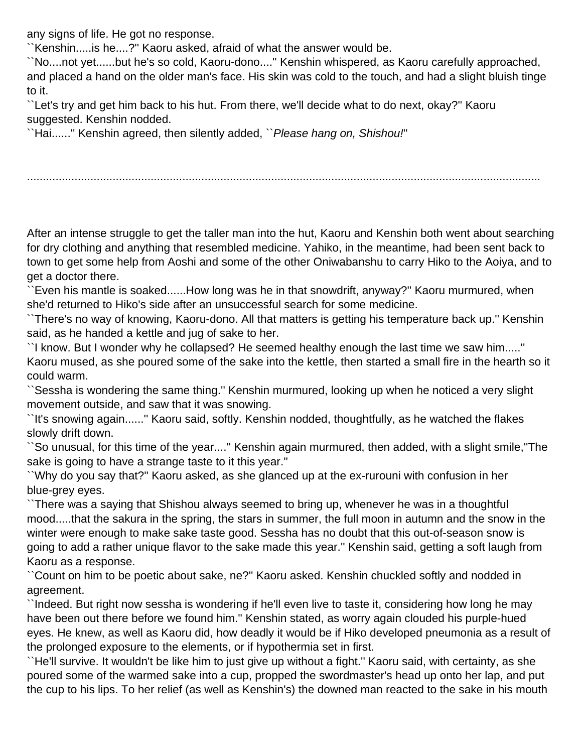any signs of life. He got no response.

``Kenshin.....is he....?'' Kaoru asked, afraid of what the answer would be.

``No....not yet......but he's so cold, Kaoru-dono....'' Kenshin whispered, as Kaoru carefully approached, and placed a hand on the older man's face. His skin was cold to the touch, and had a slight bluish tinge to it.

``Let's try and get him back to his hut. From there, we'll decide what to do next, okay?'' Kaoru suggested. Kenshin nodded.

``Hai......'' Kenshin agreed, then silently added, ``*Please hang on, Shishou!*''

.......................................................................................................................................................

After an intense struggle to get the taller man into the hut, Kaoru and Kenshin both went about searching for dry clothing and anything that resembled medicine. Yahiko, in the meantime, had been sent back to town to get some help from Aoshi and some of the other Oniwabanshu to carry Hiko to the Aoiya, and to get a doctor there.

``Even his mantle is soaked......How long was he in that snowdrift, anyway?'' Kaoru murmured, when she'd returned to Hiko's side after an unsuccessful search for some medicine.

``There's no way of knowing, Kaoru-dono. All that matters is getting his temperature back up.'' Kenshin said, as he handed a kettle and jug of sake to her.

``I know. But I wonder why he collapsed? He seemed healthy enough the last time we saw him.....'' Kaoru mused, as she poured some of the sake into the kettle, then started a small fire in the hearth so it could warm.

``Sessha is wondering the same thing.'' Kenshin murmured, looking up when he noticed a very slight movement outside, and saw that it was snowing.

``It's snowing again......'' Kaoru said, softly. Kenshin nodded, thoughtfully, as he watched the flakes slowly drift down.

``So unusual, for this time of the year....'' Kenshin again murmured, then added, with a slight smile,''The sake is going to have a strange taste to it this year.''

``Why do you say that?'' Kaoru asked, as she glanced up at the ex-rurouni with confusion in her blue-grey eyes.

``There was a saying that Shishou always seemed to bring up, whenever he was in a thoughtful mood.....that the sakura in the spring, the stars in summer, the full moon in autumn and the snow in the winter were enough to make sake taste good. Sessha has no doubt that this out-of-season snow is going to add a rather unique flavor to the sake made this year.'' Kenshin said, getting a soft laugh from Kaoru as a response.

``Count on him to be poetic about sake, ne?'' Kaoru asked. Kenshin chuckled softly and nodded in agreement.

``Indeed. But right now sessha is wondering if he'll even live to taste it, considering how long he may have been out there before we found him.'' Kenshin stated, as worry again clouded his purple-hued eyes. He knew, as well as Kaoru did, how deadly it would be if Hiko developed pneumonia as a result of the prolonged exposure to the elements, or if hypothermia set in first.

``He'll survive. It wouldn't be like him to just give up without a fight.'' Kaoru said, with certainty, as she poured some of the warmed sake into a cup, propped the swordmaster's head up onto her lap, and put the cup to his lips. To her relief (as well as Kenshin's) the downed man reacted to the sake in his mouth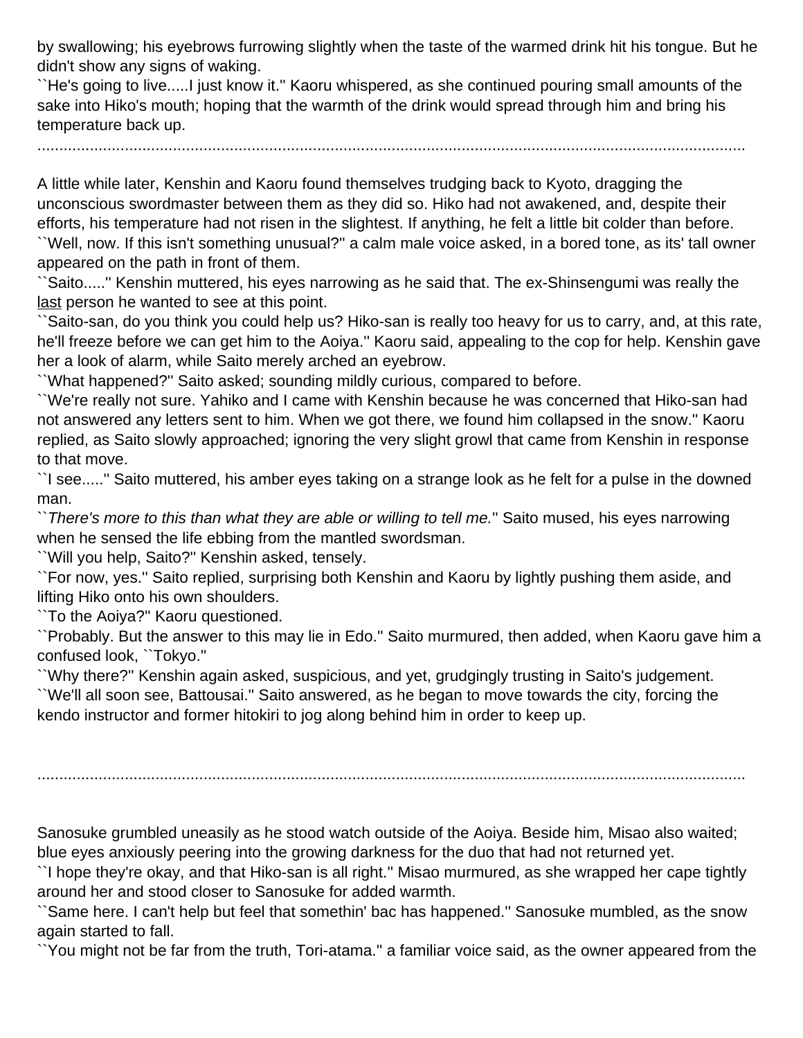by swallowing; his eyebrows furrowing slightly when the taste of the warmed drink hit his tongue. But he didn't show any signs of waking.

``He's going to live.....I just know it.'' Kaoru whispered, as she continued pouring small amounts of the sake into Hiko's mouth; hoping that the warmth of the drink would spread through him and bring his temperature back up.

.............................................................................................................................................................

A little while later, Kenshin and Kaoru found themselves trudging back to Kyoto, dragging the unconscious swordmaster between them as they did so. Hiko had not awakened, and, despite their efforts, his temperature had not risen in the slightest. If anything, he felt a little bit colder than before.

``Well, now. If this isn't something unusual?'' a calm male voice asked, in a bored tone, as its' tall owner appeared on the path in front of them.

``Saito.....'' Kenshin muttered, his eyes narrowing as he said that. The ex-Shinsengumi was really the <u>last</u> person he wanted to see at this point.

``Saito-san, do you think you could help us? Hiko-san is really too heavy for us to carry, and, at this rate, he'll freeze before we can get him to the Aoiya.'' Kaoru said, appealing to the cop for help. Kenshin gave her a look of alarm, while Saito merely arched an eyebrow.

``What happened?'' Saito asked; sounding mildly curious, compared to before.

``We're really not sure. Yahiko and I came with Kenshin because he was concerned that Hiko-san had not answered any letters sent to him. When we got there, we found him collapsed in the snow.'' Kaoru replied, as Saito slowly approached; ignoring the very slight growl that came from Kenshin in response to that move.

``I see.....'' Saito muttered, his amber eyes taking on a strange look as he felt for a pulse in the downed man.

``*There's more to this than what they are able or willing to tell me.*'' Saito mused, his eyes narrowing when he sensed the life ebbing from the mantled swordsman.

``Will you help, Saito?'' Kenshin asked, tensely.

``For now, yes.'' Saito replied, surprising both Kenshin and Kaoru by lightly pushing them aside, and lifting Hiko onto his own shoulders.

``To the Aoiya?'' Kaoru questioned.

``Probably. But the answer to this may lie in Edo.'' Saito murmured, then added, when Kaoru gave him a confused look, ``Tokyo.''

``Why there?'' Kenshin again asked, suspicious, and yet, grudgingly trusting in Saito's judgement.

``We'll all soon see, Battousai.'' Saito answered, as he began to move towards the city, forcing the kendo instructor and former hitokiri to jog along behind him in order to keep up.

.............................................................................................................................................................

Sanosuke grumbled uneasily as he stood watch outside of the Aoiya. Beside him, Misao also waited; blue eyes anxiously peering into the growing darkness for the duo that had not returned yet.

``I hope they're okay, and that Hiko-san is all right.'' Misao murmured, as she wrapped her cape tightly around her and stood closer to Sanosuke for added warmth.

``Same here. I can't help but feel that somethin' bac has happened.'' Sanosuke mumbled, as the snow again started to fall.

``You might not be far from the truth, Tori-atama.'' a familiar voice said, as the owner appeared from the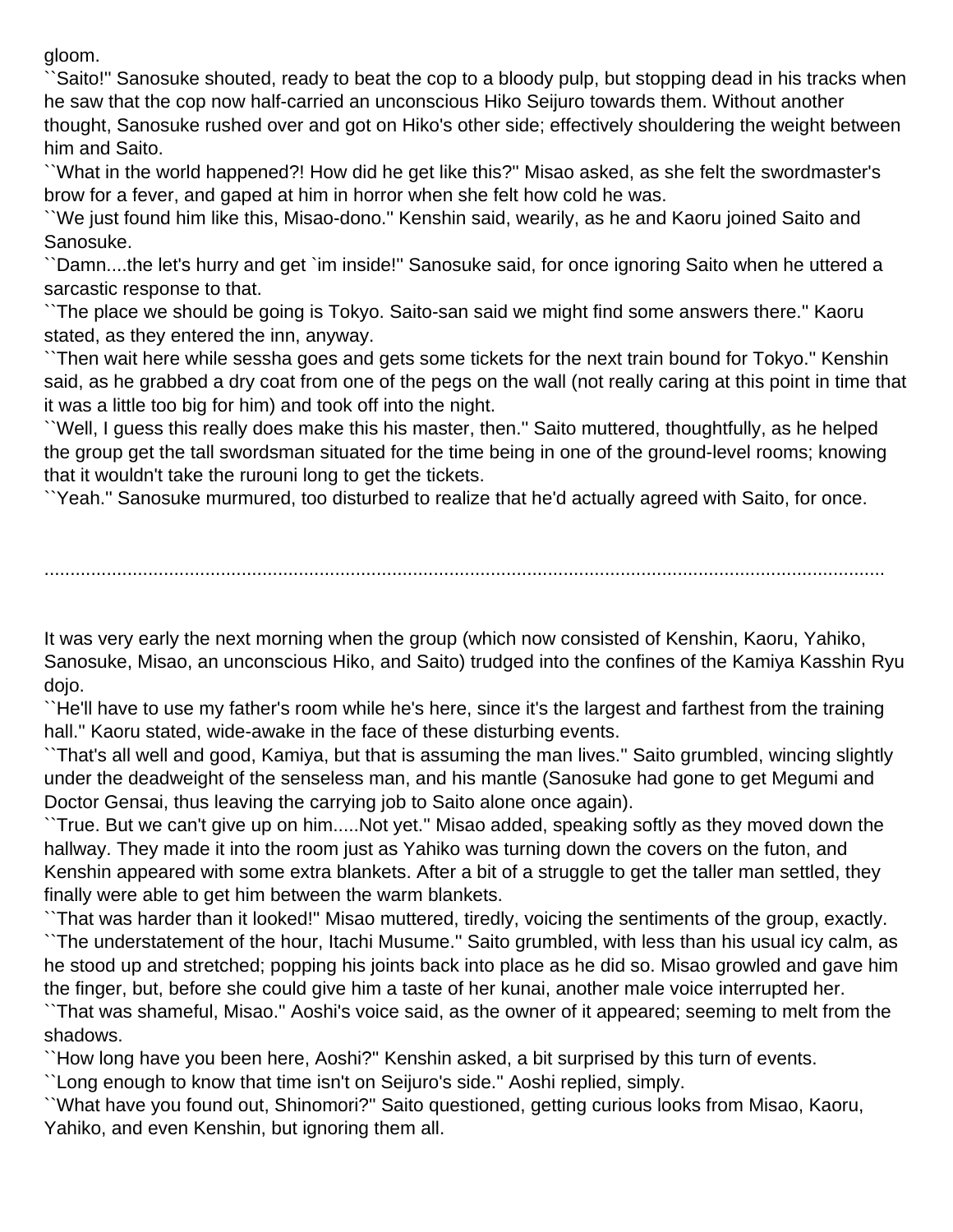gloom.

``Saito!'' Sanosuke shouted, ready to beat the cop to a bloody pulp, but stopping dead in his tracks when he saw that the cop now half-carried an unconscious Hiko Seijuro towards them. Without another thought, Sanosuke rushed over and got on Hiko's other side; effectively shouldering the weight between him and Saito.

``What in the world happened?! How did he get like this?'' Misao asked, as she felt the swordmaster's brow for a fever, and gaped at him in horror when she felt how cold he was.

``We just found him like this, Misao-dono.'' Kenshin said, wearily, as he and Kaoru joined Saito and Sanosuke.

``Damn....the let's hurry and get `im inside!'' Sanosuke said, for once ignoring Saito when he uttered a sarcastic response to that.

``The place we should be going is Tokyo. Saito-san said we might find some answers there.'' Kaoru stated, as they entered the inn, anyway.

``Then wait here while sessha goes and gets some tickets for the next train bound for Tokyo.'' Kenshin said, as he grabbed a dry coat from one of the pegs on the wall (not really caring at this point in time that it was a little too big for him) and took off into the night.

``Well, I guess this really does make this his master, then.'' Saito muttered, thoughtfully, as he helped the group get the tall swordsman situated for the time being in one of the ground-level rooms; knowing that it wouldn't take the rurouni long to get the tickets.

``Yeah.'' Sanosuke murmured, too disturbed to realize that he'd actually agreed with Saito, for once.

.......................................................................................................................................................

It was very early the next morning when the group (which now consisted of Kenshin, Kaoru, Yahiko, Sanosuke, Misao, an unconscious Hiko, and Saito) trudged into the confines of the Kamiya Kasshin Ryu dojo.

``He'll have to use my father's room while he's here, since it's the largest and farthest from the training hall.'' Kaoru stated, wide-awake in the face of these disturbing events.

``That's all well and good, Kamiya, but that is assuming the man lives.'' Saito grumbled, wincing slightly under the deadweight of the senseless man, and his mantle (Sanosuke had gone to get Megumi and Doctor Gensai, thus leaving the carrying job to Saito alone once again).

``True. But we can't give up on him.....Not yet.'' Misao added, speaking softly as they moved down the hallway. They made it into the room just as Yahiko was turning down the covers on the futon, and Kenshin appeared with some extra blankets. After a bit of a struggle to get the taller man settled, they finally were able to get him between the warm blankets.

``That was harder than it looked!'' Misao muttered, tiredly, voicing the sentiments of the group, exactly.

``The understatement of the hour, Itachi Musume.'' Saito grumbled, with less than his usual icy calm, as he stood up and stretched; popping his joints back into place as he did so. Misao growled and gave him the finger, but, before she could give him a taste of her kunai, another male voice interrupted her.

``That was shameful, Misao.'' Aoshi's voice said, as the owner of it appeared; seeming to melt from the shadows.

``How long have you been here, Aoshi?'' Kenshin asked, a bit surprised by this turn of events.

``Long enough to know that time isn't on Seijuro's side.'' Aoshi replied, simply.

``What have you found out, Shinomori?'' Saito questioned, getting curious looks from Misao, Kaoru, Yahiko, and even Kenshin, but ignoring them all.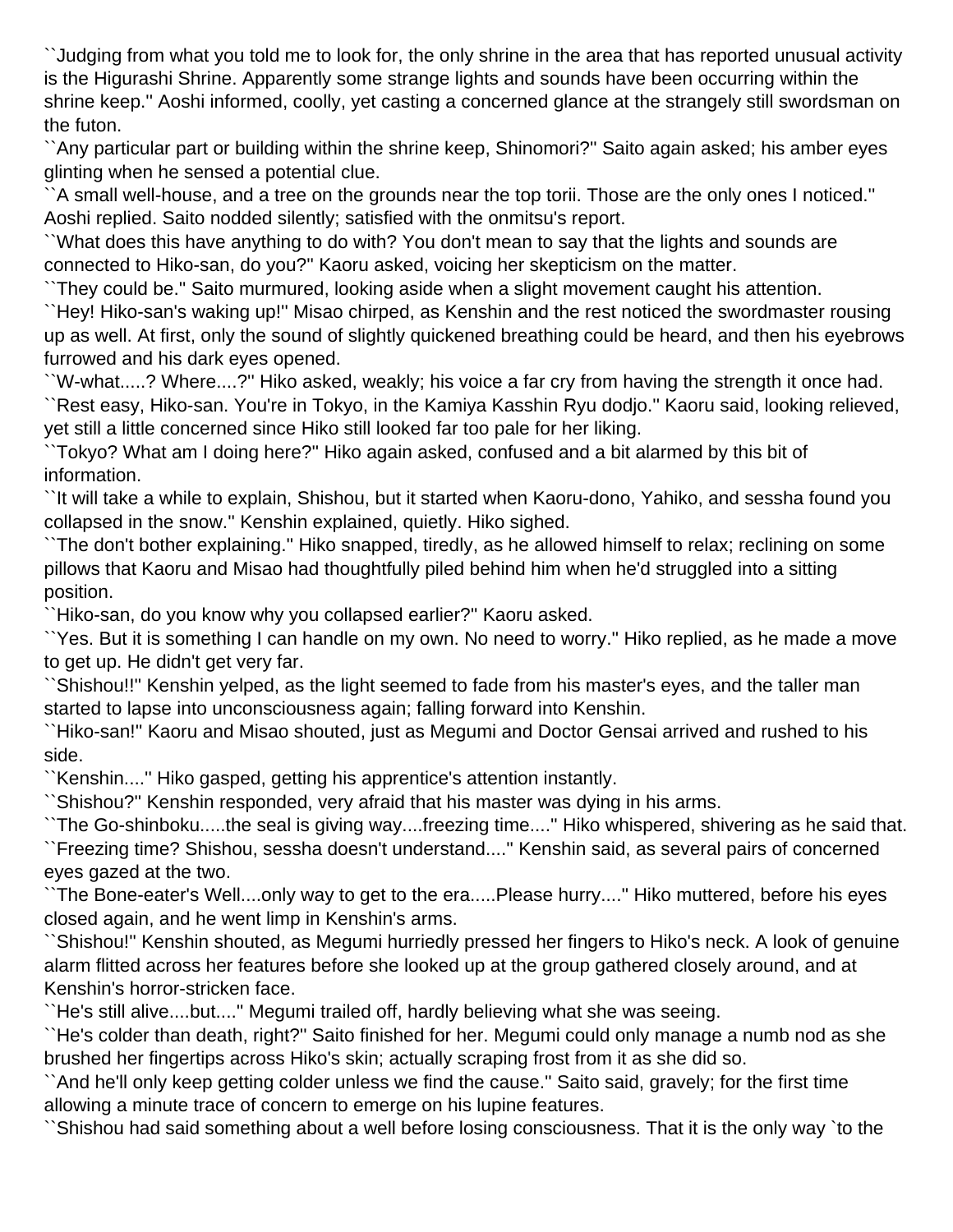``Judging from what you told me to look for, the only shrine in the area that has reported unusual activity is the Higurashi Shrine. Apparently some strange lights and sounds have been occurring within the shrine keep.'' Aoshi informed, coolly, yet casting a concerned glance at the strangely still swordsman on the futon.

``Any particular part or building within the shrine keep, Shinomori?'' Saito again asked; his amber eyes glinting when he sensed a potential clue.

``A small well-house, and a tree on the grounds near the top torii. Those are the only ones I noticed.'' Aoshi replied. Saito nodded silently; satisfied with the onmitsu's report.

``What does this have anything to do with? You don't mean to say that the lights and sounds are connected to Hiko-san, do you?'' Kaoru asked, voicing her skepticism on the matter.

``They could be.'' Saito murmured, looking aside when a slight movement caught his attention.

``Hey! Hiko-san's waking up!'' Misao chirped, as Kenshin and the rest noticed the swordmaster rousing up as well. At first, only the sound of slightly quickened breathing could be heard, and then his eyebrows furrowed and his dark eyes opened.

``W-what.....? Where....?'' Hiko asked, weakly; his voice a far cry from having the strength it once had.

``Rest easy, Hiko-san. You're in Tokyo, in the Kamiya Kasshin Ryu dodjo.'' Kaoru said, looking relieved, yet still a little concerned since Hiko still looked far too pale for her liking.

``Tokyo? What am I doing here?'' Hiko again asked, confused and a bit alarmed by this bit of information.

``It will take a while to explain, Shishou, but it started when Kaoru-dono, Yahiko, and sessha found you collapsed in the snow.'' Kenshin explained, quietly. Hiko sighed.

``The don't bother explaining.'' Hiko snapped, tiredly, as he allowed himself to relax; reclining on some pillows that Kaoru and Misao had thoughtfully piled behind him when he'd struggled into a sitting position.

``Hiko-san, do you know why you collapsed earlier?'' Kaoru asked.

``Yes. But it is something I can handle on my own. No need to worry.'' Hiko replied, as he made a move to get up. He didn't get very far.

``Shishou!!'' Kenshin yelped, as the light seemed to fade from his master's eyes, and the taller man started to lapse into unconsciousness again; falling forward into Kenshin.

``Hiko-san!'' Kaoru and Misao shouted, just as Megumi and Doctor Gensai arrived and rushed to his side.

``Kenshin....'' Hiko gasped, getting his apprentice's attention instantly.

``Shishou?'' Kenshin responded, very afraid that his master was dying in his arms.

``The Go-shinboku.....the seal is giving way....freezing time....'' Hiko whispered, shivering as he said that.

``Freezing time? Shishou, sessha doesn't understand....'' Kenshin said, as several pairs of concerned eyes gazed at the two.

``The Bone-eater's Well....only way to get to the era.....Please hurry....'' Hiko muttered, before his eyes closed again, and he went limp in Kenshin's arms.

``Shishou!'' Kenshin shouted, as Megumi hurriedly pressed her fingers to Hiko's neck. A look of genuine alarm flitted across her features before she looked up at the group gathered closely around, and at Kenshin's horror-stricken face.

``He's still alive....but....'' Megumi trailed off, hardly believing what she was seeing.

``He's colder than death, right?'' Saito finished for her. Megumi could only manage a numb nod as she brushed her fingertips across Hiko's skin; actually scraping frost from it as she did so.

``And he'll only keep getting colder unless we find the cause.'' Saito said, gravely; for the first time allowing a minute trace of concern to emerge on his lupine features.

``Shishou had said something about a well before losing consciousness. That it is the only way `to the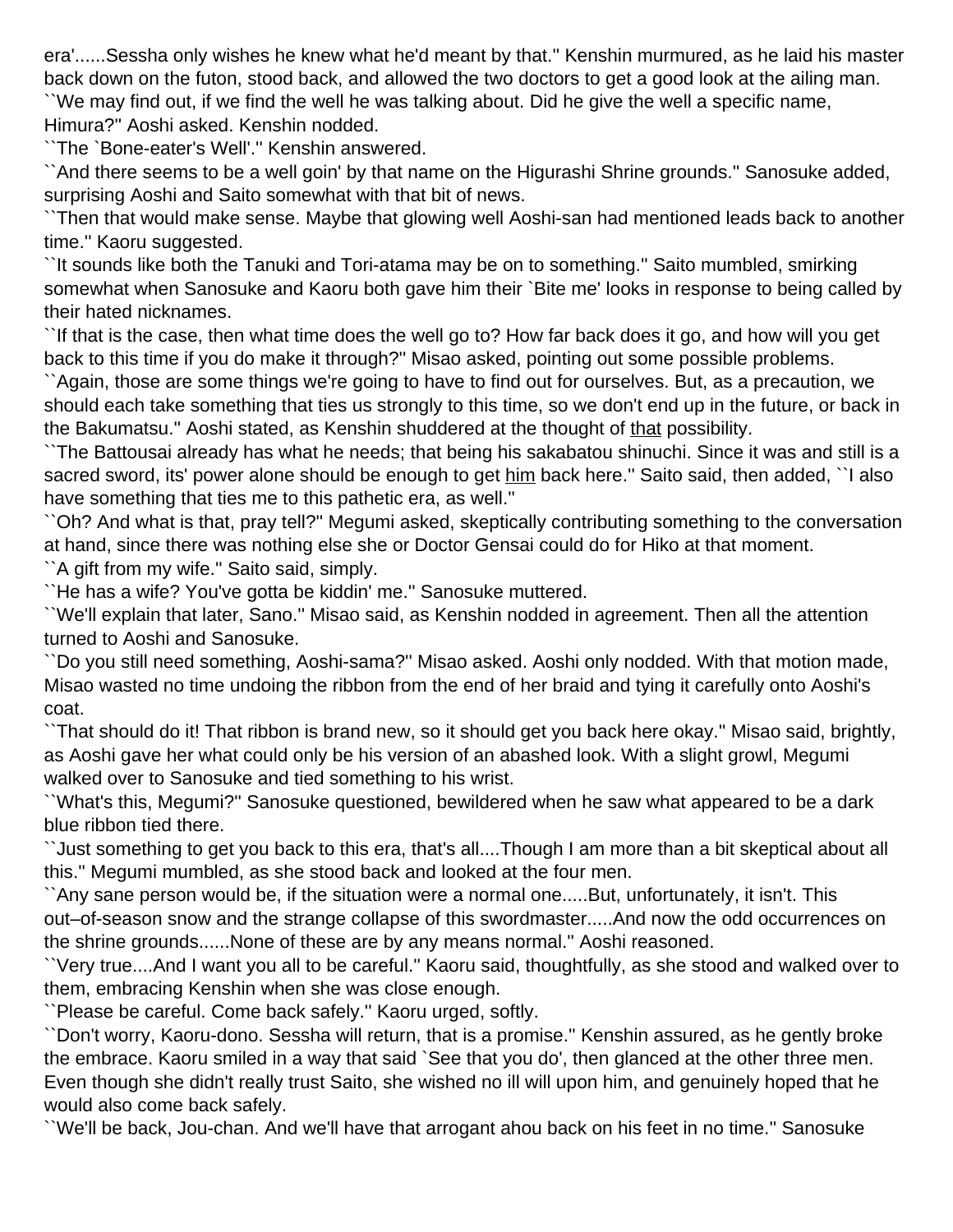era'......Sessha only wishes he knew what he'd meant by that.'' Kenshin murmured, as he laid his master back down on the futon, stood back, and allowed the two doctors to get a good look at the ailing man.

``We may find out, if we find the well he was talking about. Did he give the well a specific name, Himura?'' Aoshi asked. Kenshin nodded.

``The `Bone-eater's Well'.'' Kenshin answered.

``And there seems to be a well goin' by that name on the Higurashi Shrine grounds.'' Sanosuke added, surprising Aoshi and Saito somewhat with that bit of news.

``Then that would make sense. Maybe that glowing well Aoshi-san had mentioned leads back to another time.'' Kaoru suggested.

``It sounds like both the Tanuki and Tori-atama may be on to something.'' Saito mumbled, smirking somewhat when Sanosuke and Kaoru both gave him their `Bite me' looks in response to being called by their hated nicknames.

``If that is the case, then what time does the well go to? How far back does it go, and how will you get back to this time if you do make it through?'' Misao asked, pointing out some possible problems.

``Again, those are some things we're going to have to find out for ourselves. But, as a precaution, we should each take something that ties us strongly to this time, so we don't end up in the future, or back in the Bakumatsu.'' Aoshi stated, as Kenshin shuddered at the thought of <u>that</u> possibility.

``The Battousai already has what he needs; that being his sakabatou shinuchi. Since it was and still is a sacred sword, its' power alone should be enough to get <u>him</u> back here.'' Saito said, then added, ``I also have something that ties me to this pathetic era, as well.''

``Oh? And what is that, pray tell?'' Megumi asked, skeptically contributing something to the conversation at hand, since there was nothing else she or Doctor Gensai could do for Hiko at that moment.

``A gift from my wife.'' Saito said, simply.

``He has a wife? You've gotta be kiddin' me.'' Sanosuke muttered.

``We'll explain that later, Sano.'' Misao said, as Kenshin nodded in agreement. Then all the attention turned to Aoshi and Sanosuke.

``Do you still need something, Aoshi-sama?'' Misao asked. Aoshi only nodded. With that motion made, Misao wasted no time undoing the ribbon from the end of her braid and tying it carefully onto Aoshi's coat.

``That should do it! That ribbon is brand new, so it should get you back here okay.'' Misao said, brightly, as Aoshi gave her what could only be his version of an abashed look. With a slight growl, Megumi walked over to Sanosuke and tied something to his wrist.

``What's this, Megumi?'' Sanosuke questioned, bewildered when he saw what appeared to be a dark blue ribbon tied there.

``Just something to get you back to this era, that's all....Though I am more than a bit skeptical about all this.'' Megumi mumbled, as she stood back and looked at the four men.

``Any sane person would be, if the situation were a normal one.....But, unfortunately, it isn't. This out–of-season snow and the strange collapse of this swordmaster.....And now the odd occurrences on the shrine grounds......None of these are by any means normal.'' Aoshi reasoned.

``Very true....And I want you all to be careful.'' Kaoru said, thoughtfully, as she stood and walked over to them, embracing Kenshin when she was close enough.

``Please be careful. Come back safely.'' Kaoru urged, softly.

``Don't worry, Kaoru-dono. Sessha will return, that is a promise.'' Kenshin assured, as he gently broke the embrace. Kaoru smiled in a way that said `See that you do', then glanced at the other three men. Even though she didn't really trust Saito, she wished no ill will upon him, and genuinely hoped that he would also come back safely.

``We'll be back, Jou-chan. And we'll have that arrogant ahou back on his feet in no time.'' Sanosuke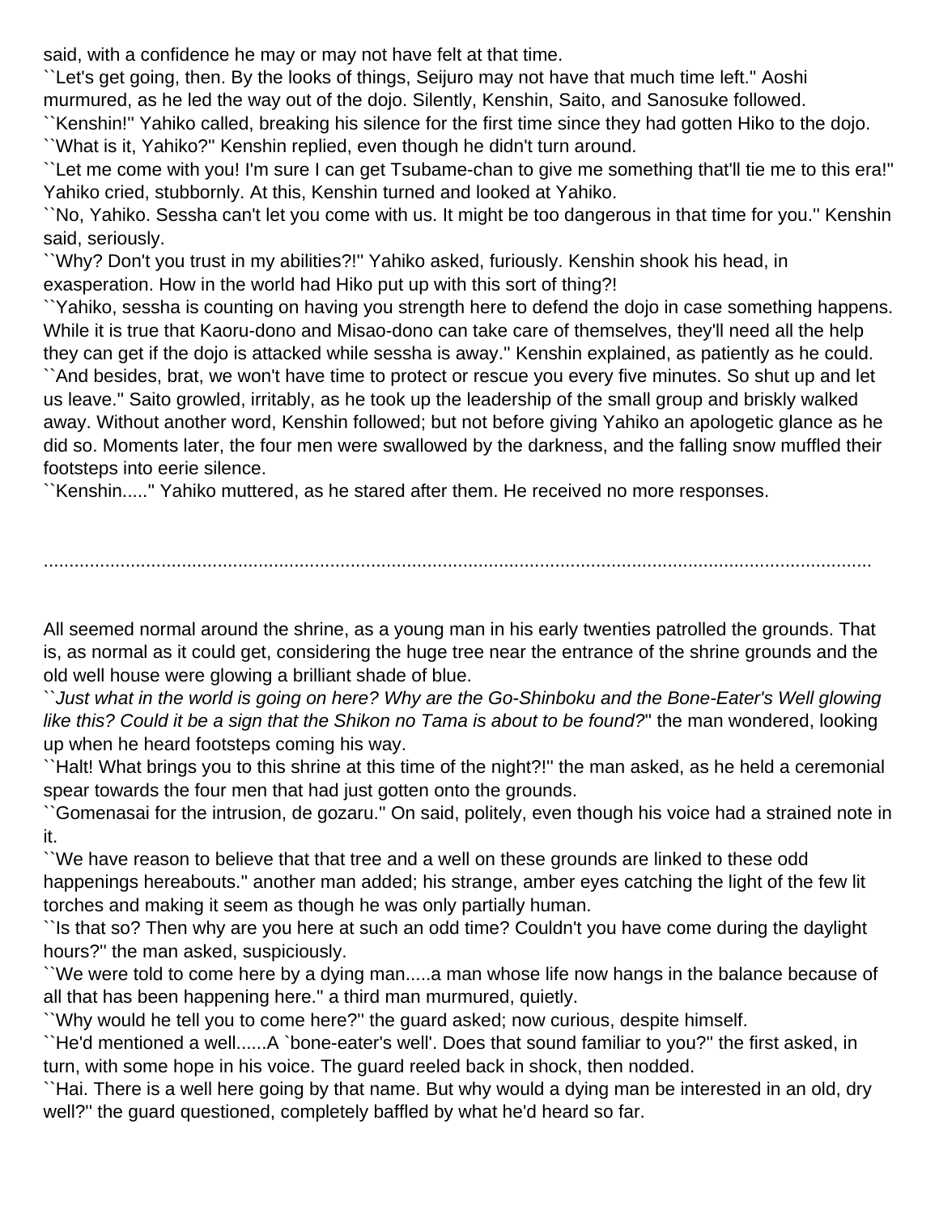said, with a confidence he may or may not have felt at that time.

``Let's get going, then. By the looks of things, Seijuro may not have that much time left.'' Aoshi murmured, as he led the way out of the dojo. Silently, Kenshin, Saito, and Sanosuke followed.

``Kenshin!'' Yahiko called, breaking his silence for the first time since they had gotten Hiko to the dojo.

``What is it, Yahiko?'' Kenshin replied, even though he didn't turn around.

``Let me come with you! I'm sure I can get Tsubame-chan to give me something that'll tie me to this era!'' Yahiko cried, stubbornly. At this, Kenshin turned and looked at Yahiko.

``No, Yahiko. Sessha can't let you come with us. It might be too dangerous in that time for you.'' Kenshin said, seriously.

``Why? Don't you trust in my abilities?!'' Yahiko asked, furiously. Kenshin shook his head, in exasperation. How in the world had Hiko put up with this sort of thing?!

``Yahiko, sessha is counting on having you strength here to defend the dojo in case something happens. While it is true that Kaoru-dono and Misao-dono can take care of themselves, they'll need all the help they can get if the dojo is attacked while sessha is away.'' Kenshin explained, as patiently as he could.

``And besides, brat, we won't have time to protect or rescue you every five minutes. So shut up and let us leave.'' Saito growled, irritably, as he took up the leadership of the small group and briskly walked away. Without another word, Kenshin followed; but not before giving Yahiko an apologetic glance as he did so. Moments later, the four men were swallowed by the darkness, and the falling snow muffled their footsteps into eerie silence.

``Kenshin.....'' Yahiko muttered, as he stared after them. He received no more responses.

......................................................................................................................................................

All seemed normal around the shrine, as a young man in his early twenties patrolled the grounds. That is, as normal as it could get, considering the huge tree near the entrance of the shrine grounds and the old well house were glowing a brilliant shade of blue.

``*Just what in the world is going on here? Why are the Go-Shinboku and the Bone-Eater's Well glowing like this? Could it be a sign that the Shikon no Tama is about to be found?*'' the man wondered, looking up when he heard footsteps coming his way.

``Halt! What brings you to this shrine at this time of the night?!'' the man asked, as he held a ceremonial spear towards the four men that had just gotten onto the grounds.

``Gomenasai for the intrusion, de gozaru.'' On said, politely, even though his voice had a strained note in it.

``We have reason to believe that that tree and a well on these grounds are linked to these odd happenings hereabouts.'' another man added; his strange, amber eyes catching the light of the few lit torches and making it seem as though he was only partially human.

``Is that so? Then why are you here at such an odd time? Couldn't you have come during the daylight hours?'' the man asked, suspiciously.

``We were told to come here by a dying man.....a man whose life now hangs in the balance because of all that has been happening here.'' a third man murmured, quietly.

``Why would he tell you to come here?'' the guard asked; now curious, despite himself.

``He'd mentioned a well......A `bone-eater's well'. Does that sound familiar to you?'' the first asked, in turn, with some hope in his voice. The guard reeled back in shock, then nodded.

``Hai. There is a well here going by that name. But why would a dying man be interested in an old, dry well?'' the guard questioned, completely baffled by what he'd heard so far.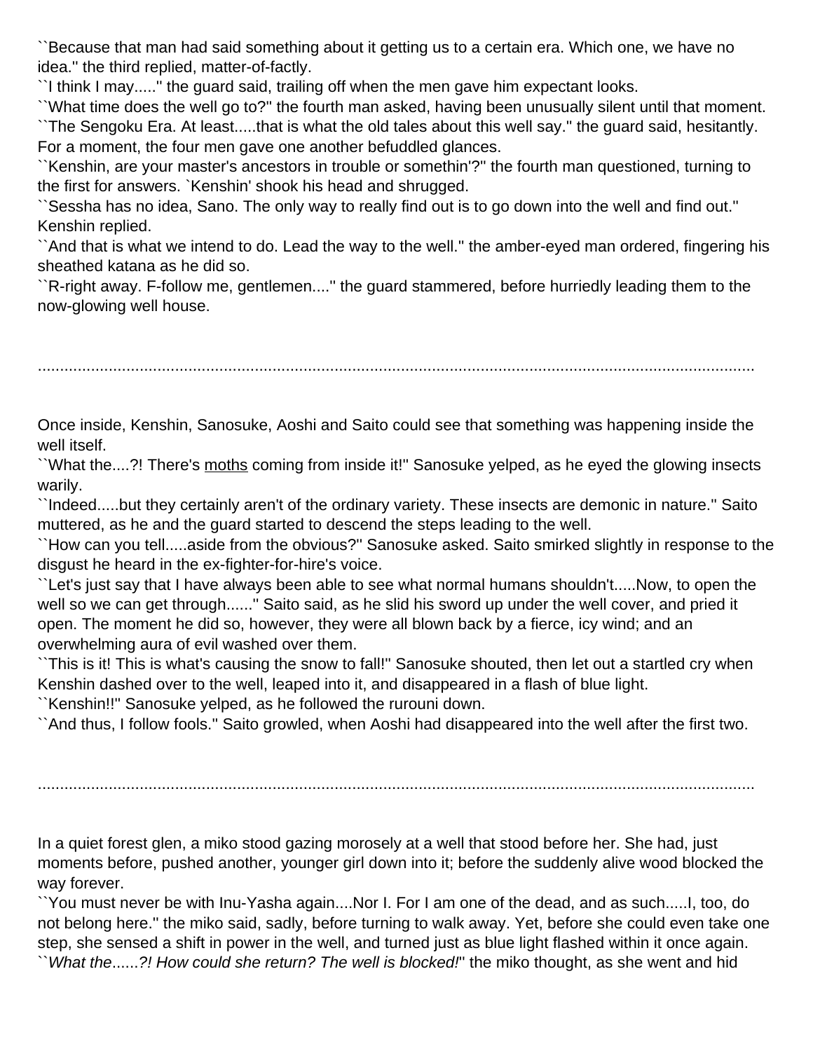``Because that man had said something about it getting us to a certain era. Which one, we have no idea.'' the third replied, matter-of-factly.

``I think I may.....'' the guard said, trailing off when the men gave him expectant looks.

``What time does the well go to?'' the fourth man asked, having been unusually silent until that moment.

``The Sengoku Era. At least.....that is what the old tales about this well say.'' the guard said, hesitantly. For a moment, the four men gave one another befuddled glances.

``Kenshin, are your master's ancestors in trouble or somethin'?'' the fourth man questioned, turning to the first for answers. `Kenshin' shook his head and shrugged.

``Sessha has no idea, Sano. The only way to really find out is to go down into the well and find out.'' Kenshin replied.

``And that is what we intend to do. Lead the way to the well.'' the amber-eyed man ordered, fingering his sheathed katana as he did so.

``R-right away. F-follow me, gentlemen....'' the guard stammered, before hurriedly leading them to the now-glowing well house.

..........................................................................................................................................................

Once inside, Kenshin, Sanosuke, Aoshi and Saito could see that something was happening inside the well itself.

``What the....?! There's moths coming from inside it!'' Sanosuke yelped, as he eyed the glowing insects warily.

``Indeed.....but they certainly aren't of the ordinary variety. These insects are demonic in nature.'' Saito muttered, as he and the guard started to descend the steps leading to the well.

``How can you tell.....aside from the obvious?'' Sanosuke asked. Saito smirked slightly in response to the disgust he heard in the ex-fighter-for-hire's voice.

``Let's just say that I have always been able to see what normal humans shouldn't.....Now, to open the well so we can get through......'' Saito said, as he slid his sword up under the well cover, and pried it open. The moment he did so, however, they were all blown back by a fierce, icy wind; and an overwhelming aura of evil washed over them.

``This is it! This is what's causing the snow to fall!'' Sanosuke shouted, then let out a startled cry when Kenshin dashed over to the well, leaped into it, and disappeared in a flash of blue light.

``Kenshin!!'' Sanosuke yelped, as he followed the rurouni down.

``And thus, I follow fools.'' Saito growled, when Aoshi had disappeared into the well after the first two.

..........................................................................................................................................................

In a quiet forest glen, a miko stood gazing morosely at a well that stood before her. She had, just moments before, pushed another, younger girl down into it; before the suddenly alive wood blocked the way forever.

``You must never be with Inu-Yasha again....Nor I. For I am one of the dead, and as such.....I, too, do not belong here.'' the miko said, sadly, before turning to walk away. Yet, before she could even take one step, she sensed a shift in power in the well, and turned just as blue light flashed within it once again.

``*What the......?! How could she return? The well is blocked!*'' the miko thought, as she went and hid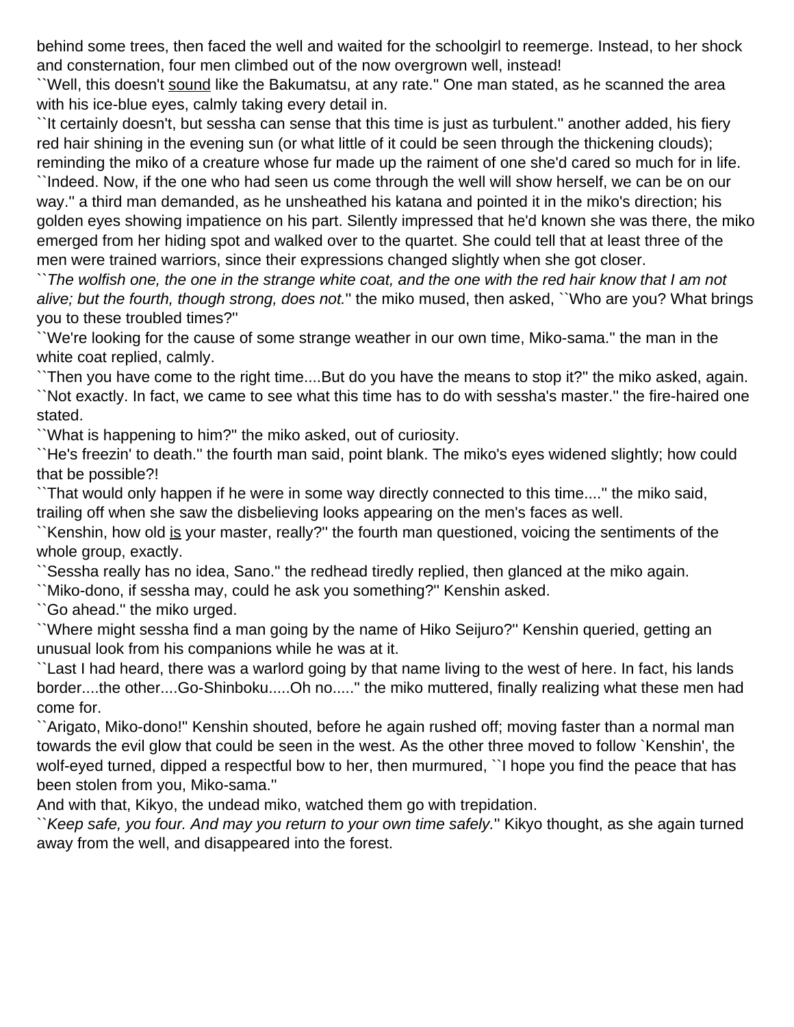behind some trees, then faced the well and waited for the schoolgirl to reemerge. Instead, to her shock and consternation, four men climbed out of the now overgrown well, instead!

``Well, this doesn't <u>sound</u> like the Bakumatsu, at any rate.'' One man stated, as he scanned the area with his ice-blue eyes, calmly taking every detail in.

``It certainly doesn't, but sessha can sense that this time is just as turbulent.'' another added, his fiery red hair shining in the evening sun (or what little of it could be seen through the thickening clouds); reminding the miko of a creature whose fur made up the raiment of one she'd cared so much for in life.

``Indeed. Now, if the one who had seen us come through the well will show herself, we can be on our way.'' a third man demanded, as he unsheathed his katana and pointed it in the miko's direction; his golden eyes showing impatience on his part. Silently impressed that he'd known she was there, the miko emerged from her hiding spot and walked over to the quartet. She could tell that at least three of the men were trained warriors, since their expressions changed slightly when she got closer.

``*The wolfish one, the one in the strange white coat, and the one with the red hair know that I am not alive; but the fourth, though strong, does not.*'' the miko mused, then asked, ``Who are you? What brings you to these troubled times?''

``We're looking for the cause of some strange weather in our own time, Miko-sama.'' the man in the white coat replied, calmly.

``Then you have come to the right time....But do you have the means to stop it?'' the miko asked, again.

``Not exactly. In fact, we came to see what this time has to do with sessha's master.'' the fire-haired one stated.

``What is happening to him?'' the miko asked, out of curiosity.

``He's freezin' to death.'' the fourth man said, point blank. The miko's eyes widened slightly; how could that be possible?!

``That would only happen if he were in some way directly connected to this time....'' the miko said, trailing off when she saw the disbelieving looks appearing on the men's faces as well.

``Kenshin, how old <u>is</u> your master, really?'' the fourth man questioned, voicing the sentiments of the whole group, exactly.

``Sessha really has no idea, Sano.'' the redhead tiredly replied, then glanced at the miko again.

``Miko-dono, if sessha may, could he ask you something?'' Kenshin asked.

``Go ahead.'' the miko urged.

``Where might sessha find a man going by the name of Hiko Seijuro?'' Kenshin queried, getting an unusual look from his companions while he was at it.

``Last I had heard, there was a warlord going by that name living to the west of here. In fact, his lands border....the other....Go-Shinboku.....Oh no.....'' the miko muttered, finally realizing what these men had come for.

``Arigato, Miko-dono!'' Kenshin shouted, before he again rushed off; moving faster than a normal man towards the evil glow that could be seen in the west. As the other three moved to follow `Kenshin', the wolf-eyed turned, dipped a respectful bow to her, then murmured, ``I hope you find the peace that has been stolen from you, Miko-sama.''

And with that, Kikyo, the undead miko, watched them go with trepidation.

``*Keep safe, you four. And may you return to your own time safely.*'' Kikyo thought, as she again turned away from the well, and disappeared into the forest.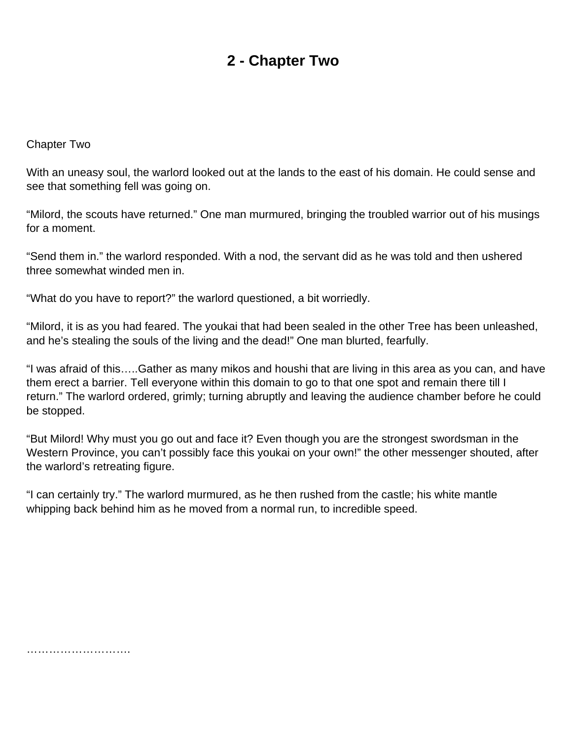# 2 - Chapter Two

Chapter Two

With an uneasy soul, the warlord looked out at the lands to the east of his domain. He could sense and see that something fell was going on.

“Milord, the scouts have returned.” One man murmured, bringing the troubled warrior out of his musings for a moment.

“Send them in.” the warlord responded. With a nod, the servant did as he was told and then ushered three somewhat winded men in.

“What do you have to report?” the warlord questioned, a bit worriedly.

“Milord, it is as you had feared. The youkai that had been sealed in the other Tree has been unleashed, and he’s stealing the souls of the living and the dead!” One man blurted, fearfully.

“I was afraid of this…..Gather as many mikos and houshi that are living in this area as you can, and have them erect a barrier. Tell everyone within this domain to go to that one spot and remain there till I return.” The warlord ordered, grimly; turning abruptly and leaving the audience chamber before he could be stopped.

“But Milord! Why must you go out and face it? Even though you are the strongest swordsman in the Western Province, you can’t possibly face this youkai on your own!” the other messenger shouted, after the warlord’s retreating figure.

“I can certainly try.” The warlord murmured, as he then rushed from the castle; his white mantle whipping back behind him as he moved from a normal run, to incredible speed.

……………………….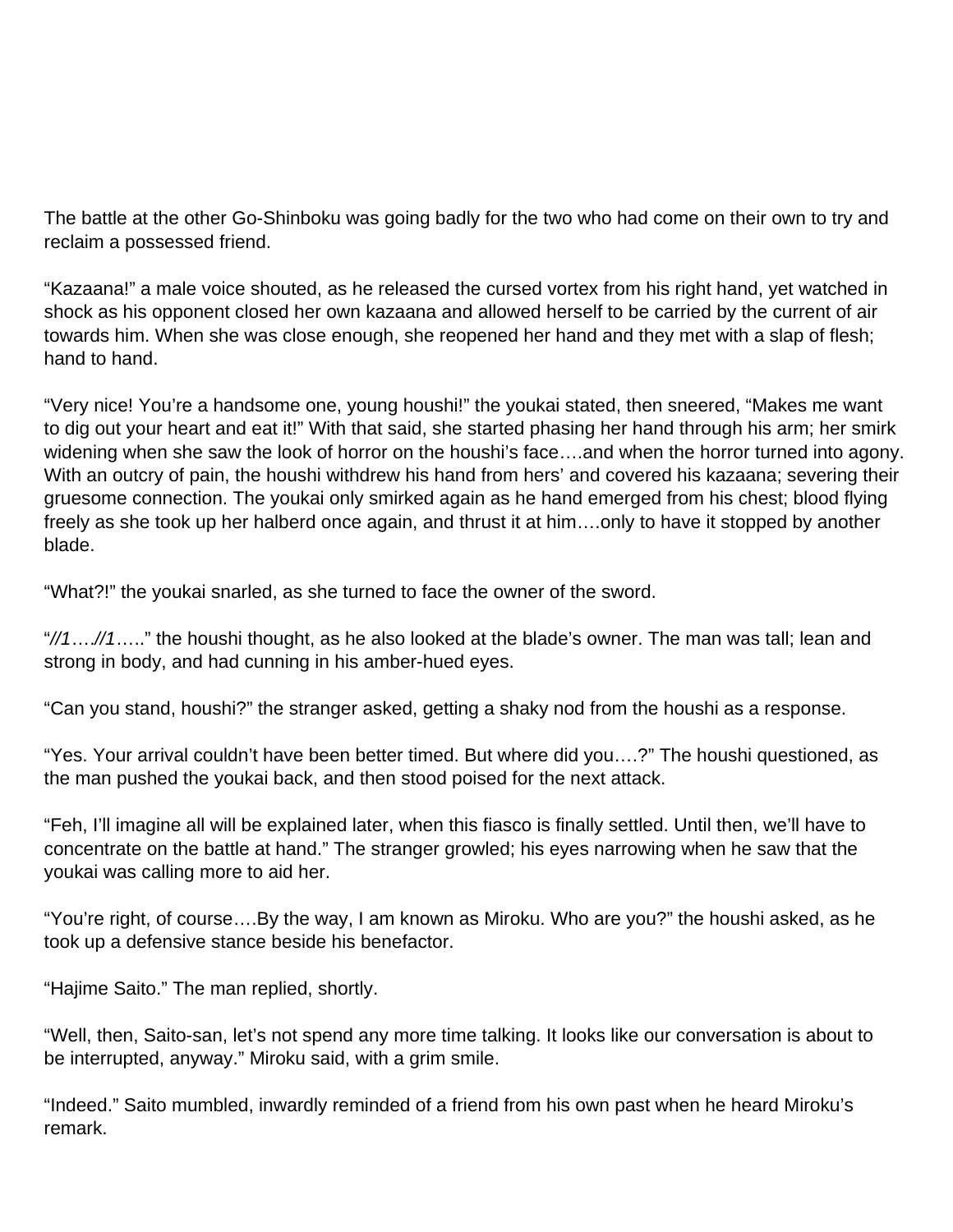The battle at the other Go-Shinboku was going badly for the two who had come on their own to try and reclaim a possessed friend.

"Kazaana!" a male voice shouted, as he released the cursed vortex from his right hand, yet watched in shock as his opponent closed her own kazaana and allowed herself to be carried by the current of air towards him. When she was close enough, she reopened her hand and they met with a slap of flesh; hand to hand.

"Very nice! You're a handsome one, young houshi!" the youkai stated, then sneered, "Makes me want to dig out your heart and eat it!" With that said, she started phasing her hand through his arm; her smirk widening when she saw the look of horror on the houshi's face….and when the horror turned into agony. With an outcry of pain, the houshi withdrew his hand from hers' and covered his kazaana; severing their gruesome connection. The youkai only smirked again as he hand emerged from his chest; blood flying freely as she took up her halberd once again, and thrust it at him….only to have it stopped by another blade.

"What?!" the youkai snarled, as she turned to face the owner of the sword.

"*//1….//1*….." the houshi thought, as he also looked at the blade's owner. The man was tall; lean and strong in body, and had cunning in his amber-hued eyes.

"Can you stand, houshi?" the stranger asked, getting a shaky nod from the houshi as a response.

"Yes. Your arrival couldn't have been better timed. But where did you….?" The houshi questioned, as the man pushed the youkai back, and then stood poised for the next attack.

"Feh, I'll imagine all will be explained later, when this fiasco is finally settled. Until then, we'll have to concentrate on the battle at hand." The stranger growled; his eyes narrowing when he saw that the youkai was calling more to aid her.

"You're right, of course….By the way, I am known as Miroku. Who are you?" the houshi asked, as he took up a defensive stance beside his benefactor.

"Hajime Saito." The man replied, shortly.

"Well, then, Saito-san, let's not spend any more time talking. It looks like our conversation is about to be interrupted, anyway." Miroku said, with a grim smile.

"Indeed." Saito mumbled, inwardly reminded of a friend from his own past when he heard Miroku's remark.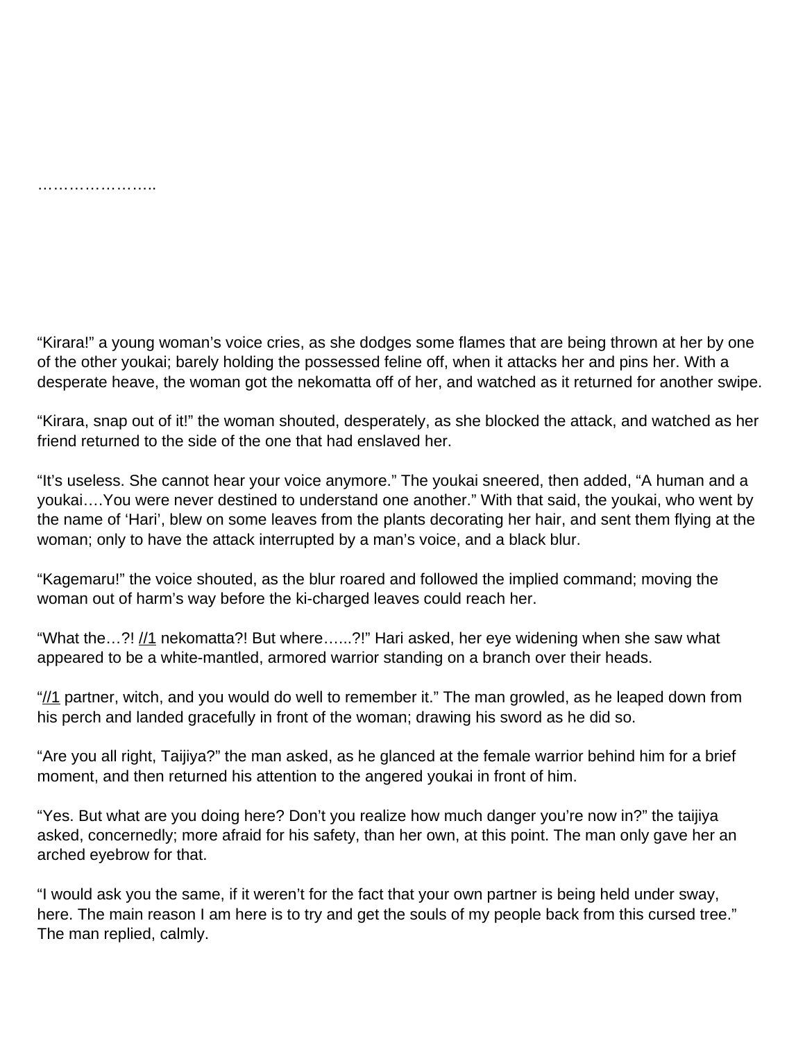……………………

“Kirara!” a young woman’s voice cries, as she dodges some flames that are being thrown at her by one of the other youkai; barely holding the possessed feline off, when it attacks her and pins her. With a desperate heave, the woman got the nekomatta off of her, and watched as it returned for another swipe.

“Kirara, snap out of it!” the woman shouted, desperately, as she blocked the attack, and watched as her friend returned to the side of the one that had enslaved her.

“It’s useless. She cannot hear your voice anymore.” The youkai sneered, then added, “A human and a youkai….You were never destined to understand one another.” With that said, the youkai, who went by the name of ‘Hari’, blew on some leaves from the plants decorating her hair, and sent them flying at the woman; only to have the attack interrupted by a man’s voice, and a black blur.

“Kagemaru!” the voice shouted, as the blur roared and followed the implied command; moving the woman out of harm’s way before the ki-charged leaves could reach her.

“What the…?! //1 nekomatta?! But where…...?!” Hari asked, her eye widening when she saw what appeared to be a white-mantled, armored warrior standing on a branch over their heads.

“//1 partner, witch, and you would do well to remember it.” The man growled, as he leaped down from his perch and landed gracefully in front of the woman; drawing his sword as he did so.

“Are you all right, Taijiya?” the man asked, as he glanced at the female warrior behind him for a brief moment, and then returned his attention to the angered youkai in front of him.

“Yes. But what are you doing here? Don’t you realize how much danger you’re now in?” the taijiya asked, concernedly; more afraid for his safety, than her own, at this point. The man only gave her an arched eyebrow for that.

“I would ask you the same, if it weren’t for the fact that your own partner is being held under sway, here. The main reason I am here is to try and get the souls of my people back from this cursed tree.” The man replied, calmly.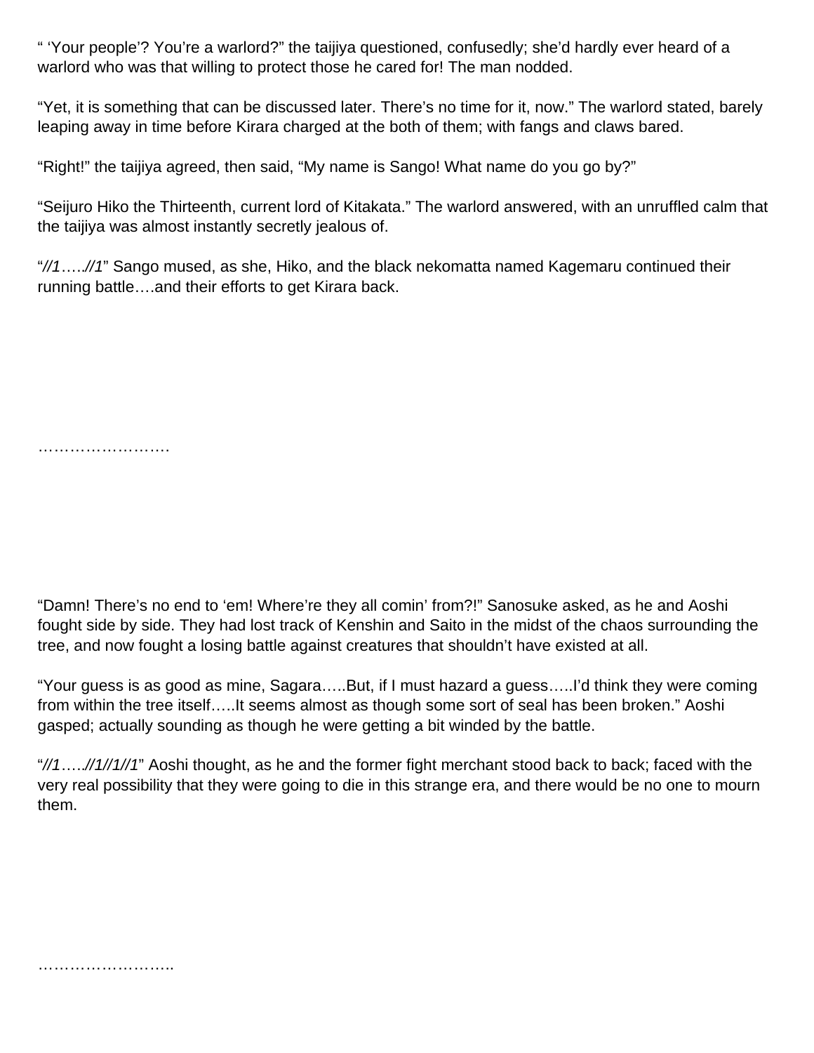" 'Your people'? You're a warlord?" the taijiya questioned, confusedly; she'd hardly ever heard of a warlord who was that willing to protect those he cared for! The man nodded.

"Yet, it is something that can be discussed later. There's no time for it, now." The warlord stated, barely leaping away in time before Kirara charged at the both of them; with fangs and claws bared.

"Right!" the taijiya agreed, then said, "My name is Sango! What name do you go by?"

"Seijuro Hiko the Thirteenth, current lord of Kitakata." The warlord answered, with an unruffled calm that the taijiya was almost instantly secretly jealous of.

"*//1…..//1*" Sango mused, as she, Hiko, and the black nekomatta named Kagemaru continued their running battle….and their efforts to get Kirara back.

…………………….

"Damn! There's no end to 'em! Where're they all comin' from?!" Sanosuke asked, as he and Aoshi fought side by side. They had lost track of Kenshin and Saito in the midst of the chaos surrounding the tree, and now fought a losing battle against creatures that shouldn't have existed at all.

"Your guess is as good as mine, Sagara…..But, if I must hazard a guess…..I'd think they were coming from within the tree itself…..It seems almost as though some sort of seal has been broken." Aoshi gasped; actually sounding as though he were getting a bit winded by the battle.

"*//1…..//1//1//1*" Aoshi thought, as he and the former fight merchant stood back to back; faced with the very real possibility that they were going to die in this strange era, and there would be no one to mourn them.

……………………..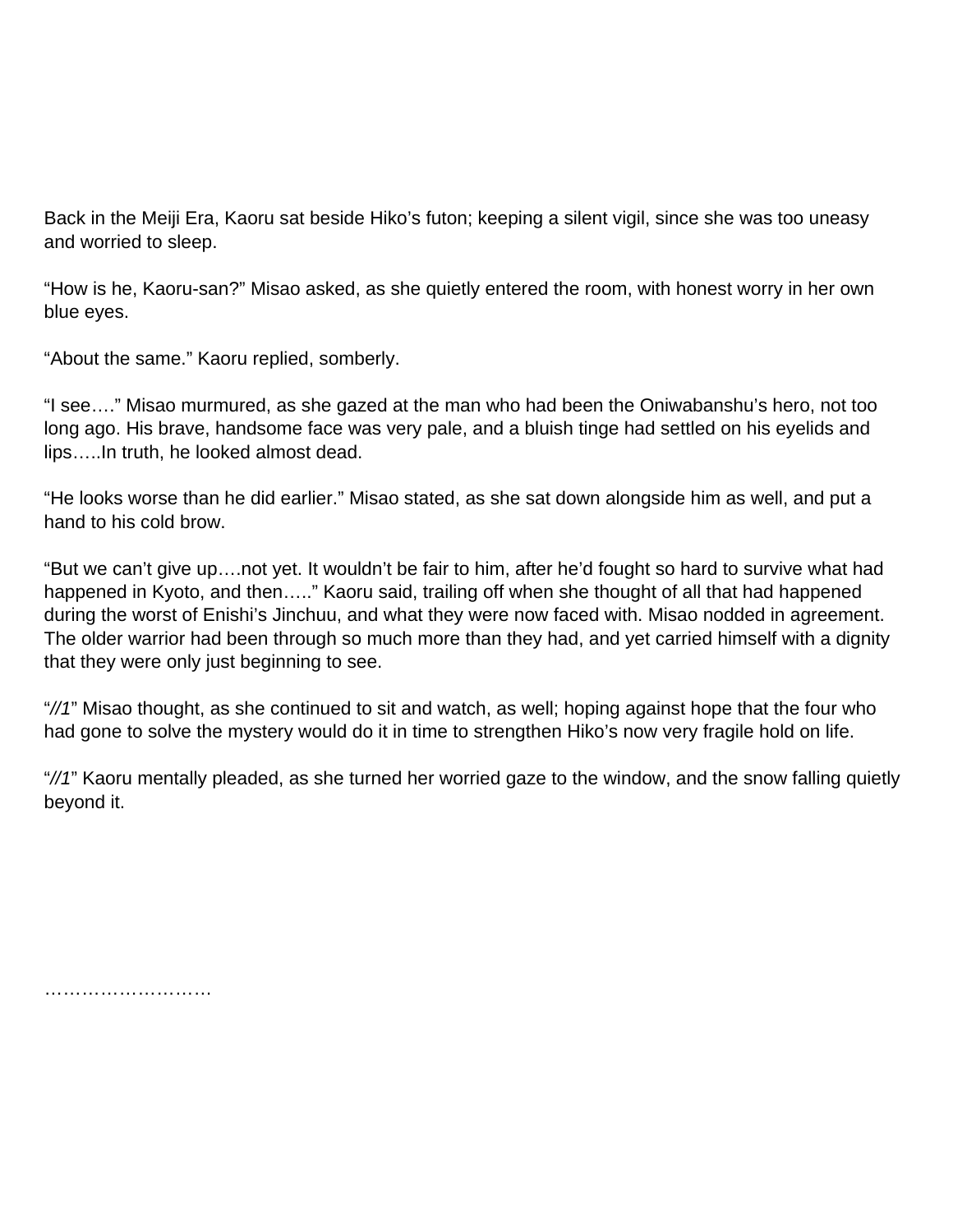Back in the Meiji Era, Kaoru sat beside Hiko's futon; keeping a silent vigil, since she was too uneasy and worried to sleep.

"How is he, Kaoru-san?" Misao asked, as she quietly entered the room, with honest worry in her own blue eyes.

"About the same." Kaoru replied, somberly.

"I see…." Misao murmured, as she gazed at the man who had been the Oniwabanshu's hero, not too long ago. His brave, handsome face was very pale, and a bluish tinge had settled on his eyelids and lips…..In truth, he looked almost dead.

"He looks worse than he did earlier." Misao stated, as she sat down alongside him as well, and put a hand to his cold brow.

"But we can't give up….not yet. It wouldn't be fair to him, after he'd fought so hard to survive what had happened in Kyoto, and then….." Kaoru said, trailing off when she thought of all that had happened during the worst of Enishi's Jinchuu, and what they were now faced with. Misao nodded in agreement. The older warrior had been through so much more than they had, and yet carried himself with a dignity that they were only just beginning to see.

"*//1*" Misao thought, as she continued to sit and watch, as well; hoping against hope that the four who had gone to solve the mystery would do it in time to strengthen Hiko's now very fragile hold on life.

"*//1*" Kaoru mentally pleaded, as she turned her worried gaze to the window, and the snow falling quietly beyond it.

………………………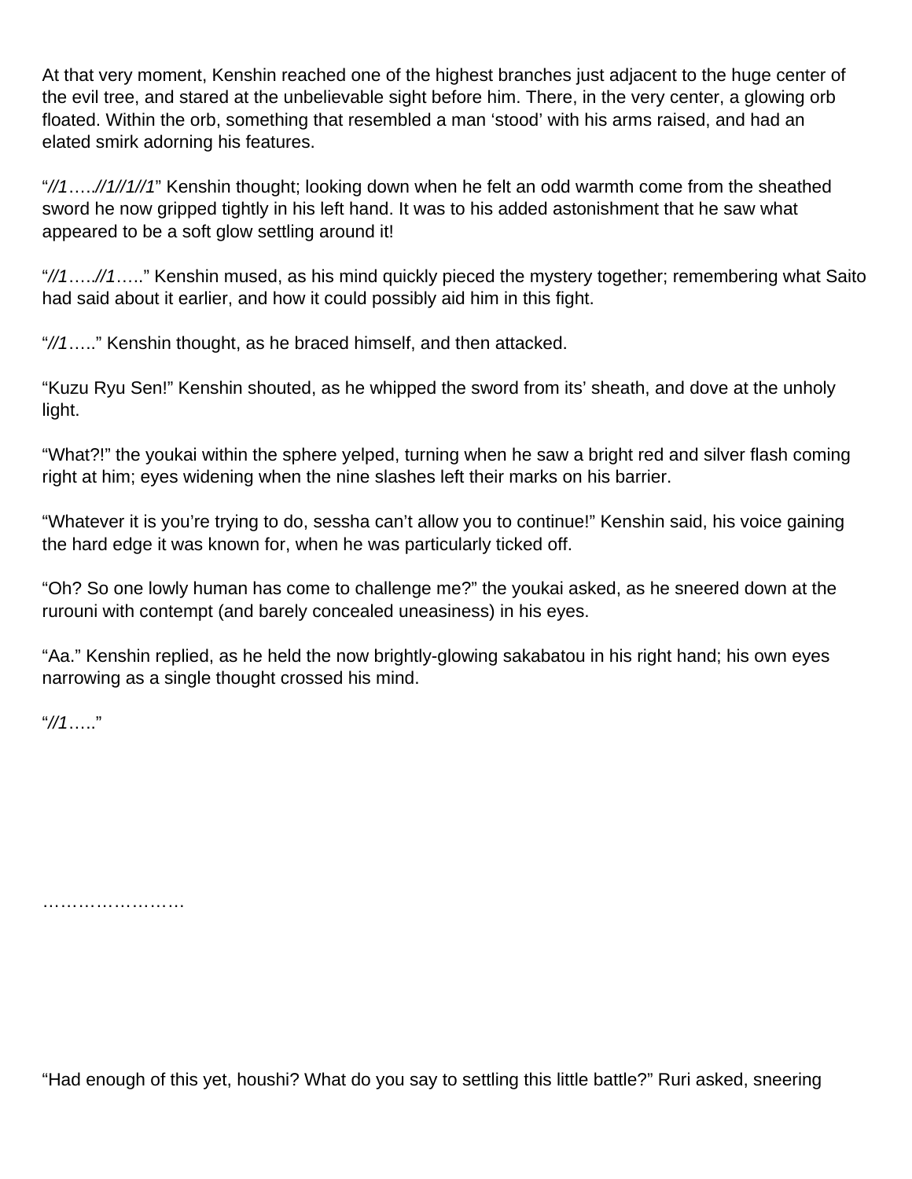At that very moment, Kenshin reached one of the highest branches just adjacent to the huge center of the evil tree, and stared at the unbelievable sight before him. There, in the very center, a glowing orb floated. Within the orb, something that resembled a man 'stood' with his arms raised, and had an elated smirk adorning his features.

"*//1…..//1//1//1*" Kenshin thought; looking down when he felt an odd warmth come from the sheathed sword he now gripped tightly in his left hand. It was to his added astonishment that he saw what appeared to be a soft glow settling around it!

"*//1…..//1…..*" Kenshin mused, as his mind quickly pieced the mystery together; remembering what Saito had said about it earlier, and how it could possibly aid him in this fight.

"*//1…..*" Kenshin thought, as he braced himself, and then attacked.

"Kuzu Ryu Sen!" Kenshin shouted, as he whipped the sword from its' sheath, and dove at the unholy light.

"What?!" the youkai within the sphere yelped, turning when he saw a bright red and silver flash coming right at him; eyes widening when the nine slashes left their marks on his barrier.

"Whatever it is you're trying to do, sessha can't allow you to continue!" Kenshin said, his voice gaining the hard edge it was known for, when he was particularly ticked off.

"Oh? So one lowly human has come to challenge me?" the youkai asked, as he sneered down at the rurouni with contempt (and barely concealed uneasiness) in his eyes.

"Aa." Kenshin replied, as he held the now brightly-glowing sakabatou in his right hand; his own eyes narrowing as a single thought crossed his mind.

"*//1…..*"

……………………

"Had enough of this yet, houshi? What do you say to settling this little battle?" Ruri asked, sneering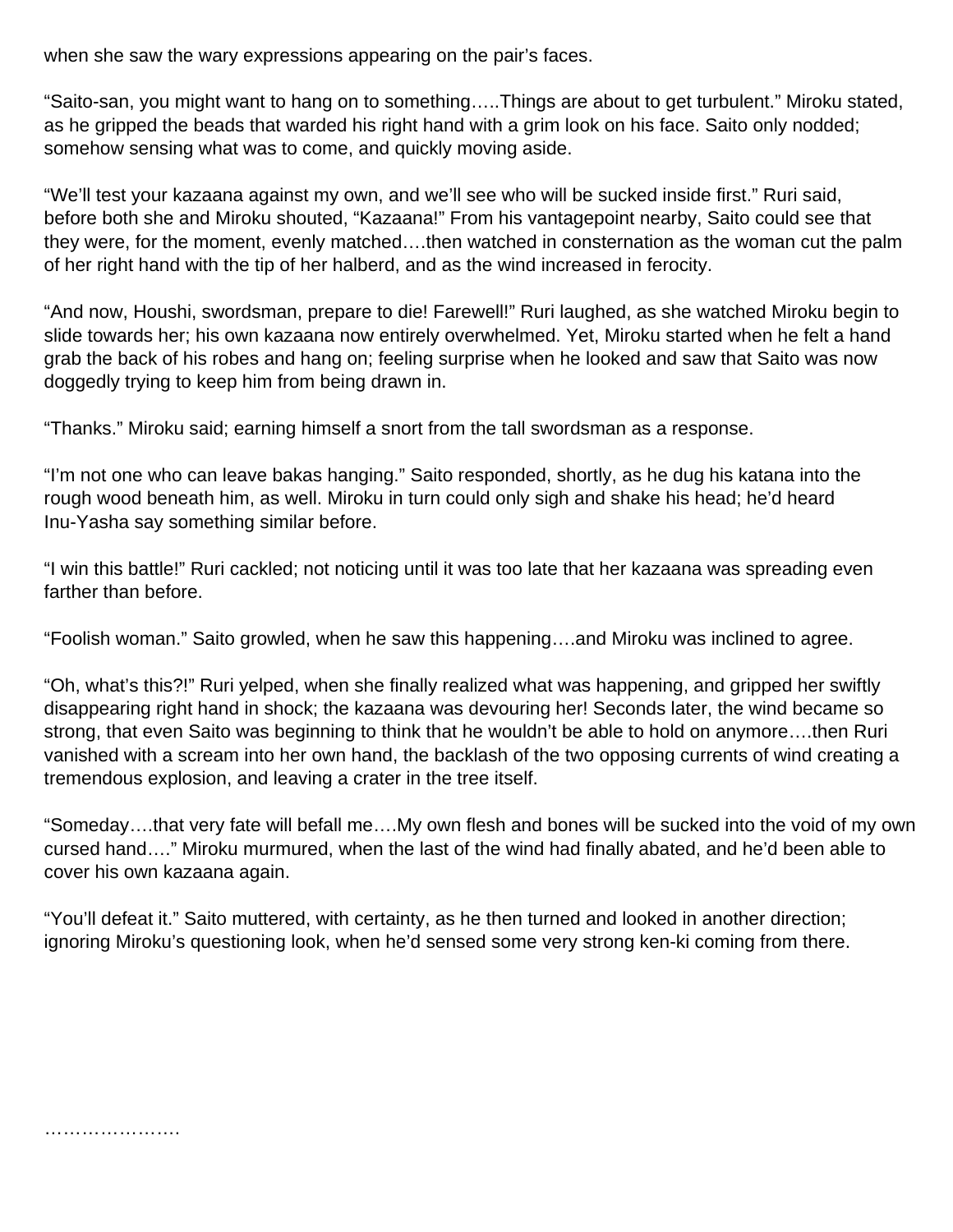when she saw the wary expressions appearing on the pair's faces.

"Saito-san, you might want to hang on to something…..Things are about to get turbulent." Miroku stated, as he gripped the beads that warded his right hand with a grim look on his face. Saito only nodded; somehow sensing what was to come, and quickly moving aside.

"We'll test your kazaana against my own, and we'll see who will be sucked inside first." Ruri said, before both she and Miroku shouted, "Kazaana!" From his vantagepoint nearby, Saito could see that they were, for the moment, evenly matched….then watched in consternation as the woman cut the palm of her right hand with the tip of her halberd, and as the wind increased in ferocity.

"And now, Houshi, swordsman, prepare to die! Farewell!" Ruri laughed, as she watched Miroku begin to slide towards her; his own kazaana now entirely overwhelmed. Yet, Miroku started when he felt a hand grab the back of his robes and hang on; feeling surprise when he looked and saw that Saito was now doggedly trying to keep him from being drawn in.

"Thanks." Miroku said; earning himself a snort from the tall swordsman as a response.

"I'm not one who can leave bakas hanging." Saito responded, shortly, as he dug his katana into the rough wood beneath him, as well. Miroku in turn could only sigh and shake his head; he'd heard Inu-Yasha say something similar before.

"I win this battle!" Ruri cackled; not noticing until it was too late that her kazaana was spreading even farther than before.

"Foolish woman." Saito growled, when he saw this happening….and Miroku was inclined to agree.

"Oh, what's this?!" Ruri yelped, when she finally realized what was happening, and gripped her swiftly disappearing right hand in shock; the kazaana was devouring her! Seconds later, the wind became so strong, that even Saito was beginning to think that he wouldn't be able to hold on anymore….then Ruri vanished with a scream into her own hand, the backlash of the two opposing currents of wind creating a tremendous explosion, and leaving a crater in the tree itself.

"Someday….that very fate will befall me….My own flesh and bones will be sucked into the void of my own cursed hand…." Miroku murmured, when the last of the wind had finally abated, and he'd been able to cover his own kazaana again.

"You'll defeat it." Saito muttered, with certainty, as he then turned and looked in another direction; ignoring Miroku's questioning look, when he'd sensed some very strong ken-ki coming from there.

………………….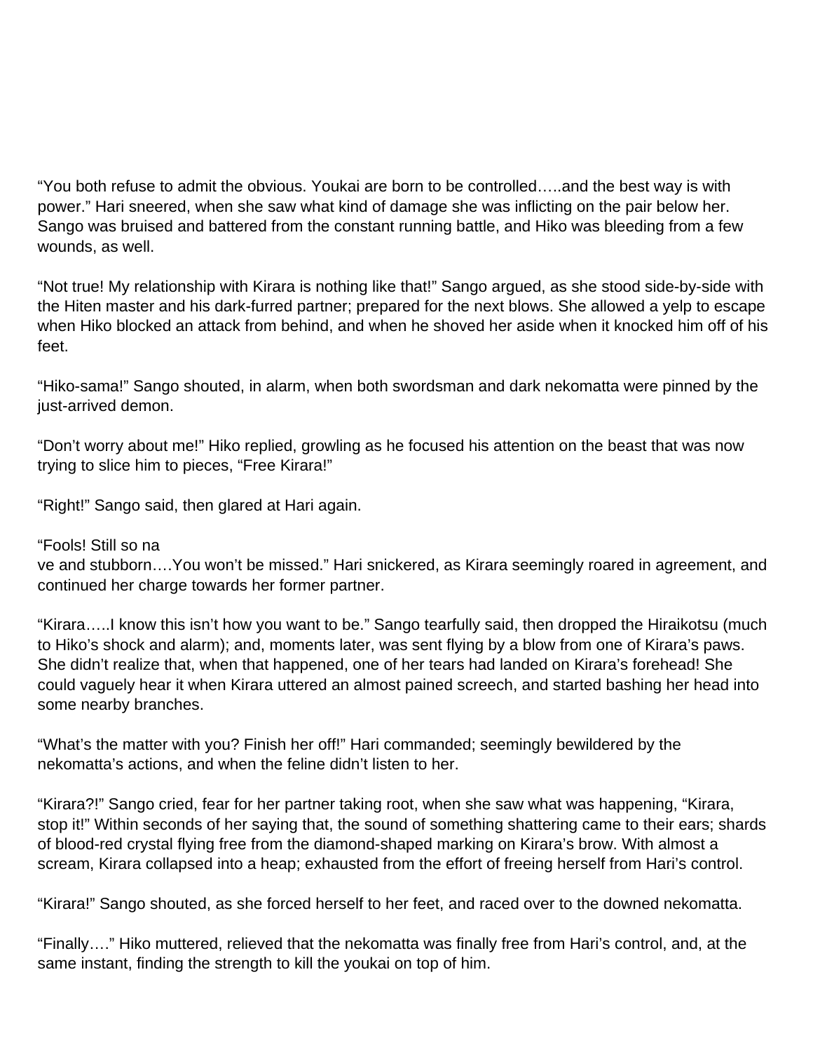"You both refuse to admit the obvious. Youkai are born to be controlled…..and the best way is with power." Hari sneered, when she saw what kind of damage she was inflicting on the pair below her. Sango was bruised and battered from the constant running battle, and Hiko was bleeding from a few wounds, as well.

"Not true! My relationship with Kirara is nothing like that!" Sango argued, as she stood side-by-side with the Hiten master and his dark-furred partner; prepared for the next blows. She allowed a yelp to escape when Hiko blocked an attack from behind, and when he shoved her aside when it knocked him off of his feet.

"Hiko-sama!" Sango shouted, in alarm, when both swordsman and dark nekomatta were pinned by the just-arrived demon.

"Don't worry about me!" Hiko replied, growling as he focused his attention on the beast that was now trying to slice him to pieces, "Free Kirara!"

"Right!" Sango said, then glared at Hari again.

"Fools! Still so na
ve and stubborn….You won't be missed." Hari snickered, as Kirara seemingly roared in agreement, and continued her charge towards her former partner.

"Kirara…..I know this isn't how you want to be." Sango tearfully said, then dropped the Hiraikotsu (much to Hiko's shock and alarm); and, moments later, was sent flying by a blow from one of Kirara's paws. She didn't realize that, when that happened, one of her tears had landed on Kirara's forehead! She could vaguely hear it when Kirara uttered an almost pained screech, and started bashing her head into some nearby branches.

"What's the matter with you? Finish her off!" Hari commanded; seemingly bewildered by the nekomatta's actions, and when the feline didn't listen to her.

"Kirara?!" Sango cried, fear for her partner taking root, when she saw what was happening, "Kirara, stop it!" Within seconds of her saying that, the sound of something shattering came to their ears; shards of blood-red crystal flying free from the diamond-shaped marking on Kirara's brow. With almost a scream, Kirara collapsed into a heap; exhausted from the effort of freeing herself from Hari's control.

"Kirara!" Sango shouted, as she forced herself to her feet, and raced over to the downed nekomatta.

"Finally…." Hiko muttered, relieved that the nekomatta was finally free from Hari's control, and, at the same instant, finding the strength to kill the youkai on top of him.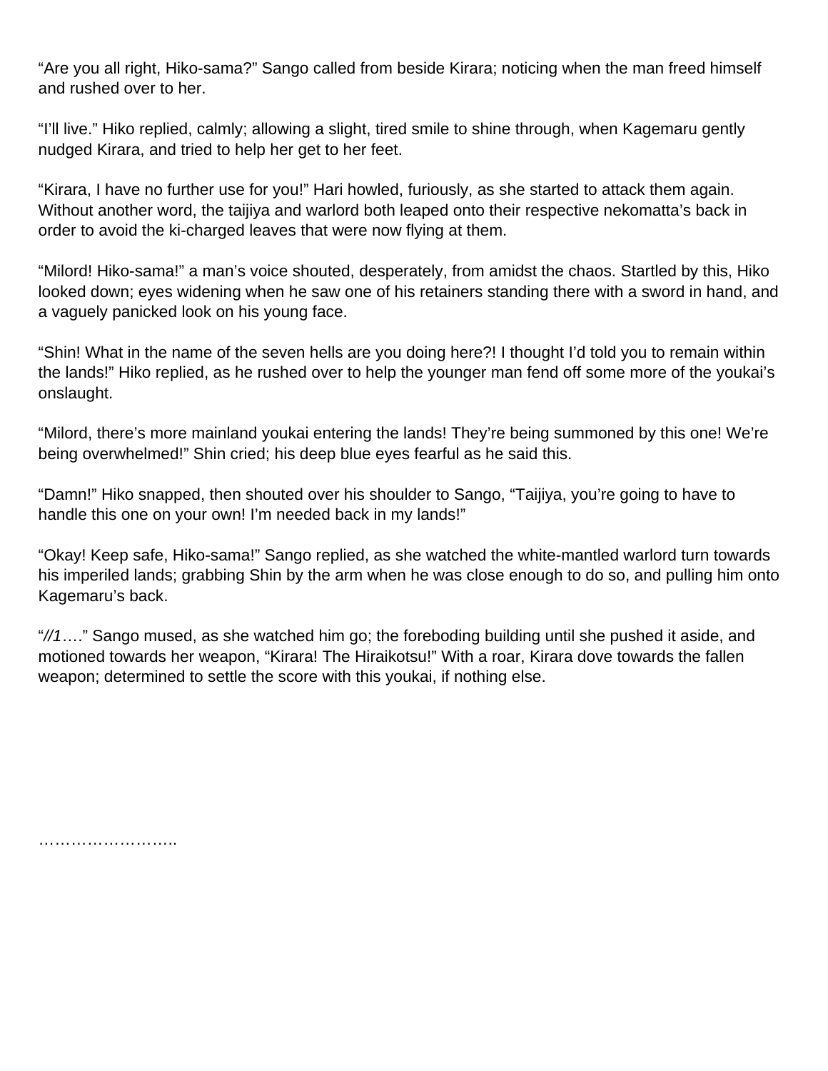“Are you all right, Hiko-sama?” Sango called from beside Kirara; noticing when the man freed himself and rushed over to her.

“I’ll live.” Hiko replied, calmly; allowing a slight, tired smile to shine through, when Kagemaru gently nudged Kirara, and tried to help her get to her feet.

“Kirara, I have no further use for you!” Hari howled, furiously, as she started to attack them again. Without another word, the taijiya and warlord both leaped onto their respective nekomatta’s back in order to avoid the ki-charged leaves that were now flying at them.

“Milord! Hiko-sama!” a man’s voice shouted, desperately, from amidst the chaos. Startled by this, Hiko looked down; eyes widening when he saw one of his retainers standing there with a sword in hand, and a vaguely panicked look on his young face.

“Shin! What in the name of the seven hells are you doing here?! I thought I’d told you to remain within the lands!” Hiko replied, as he rushed over to help the younger man fend off some more of the youkai’s onslaught.

“Milord, there’s more mainland youkai entering the lands! They’re being summoned by this one! We’re being overwhelmed!” Shin cried; his deep blue eyes fearful as he said this.

“Damn!” Hiko snapped, then shouted over his shoulder to Sango, “Taijiya, you’re going to have to handle this one on your own! I’m needed back in my lands!”

“Okay! Keep safe, Hiko-sama!” Sango replied, as she watched the white-mantled warlord turn towards his imperiled lands; grabbing Shin by the arm when he was close enough to do so, and pulling him onto Kagemaru’s back.

“*//1*….” Sango mused, as she watched him go; the foreboding building until she pushed it aside, and motioned towards her weapon, “Kirara! The Hiraikotsu!” With a roar, Kirara dove towards the fallen weapon; determined to settle the score with this youkai, if nothing else.

……………………..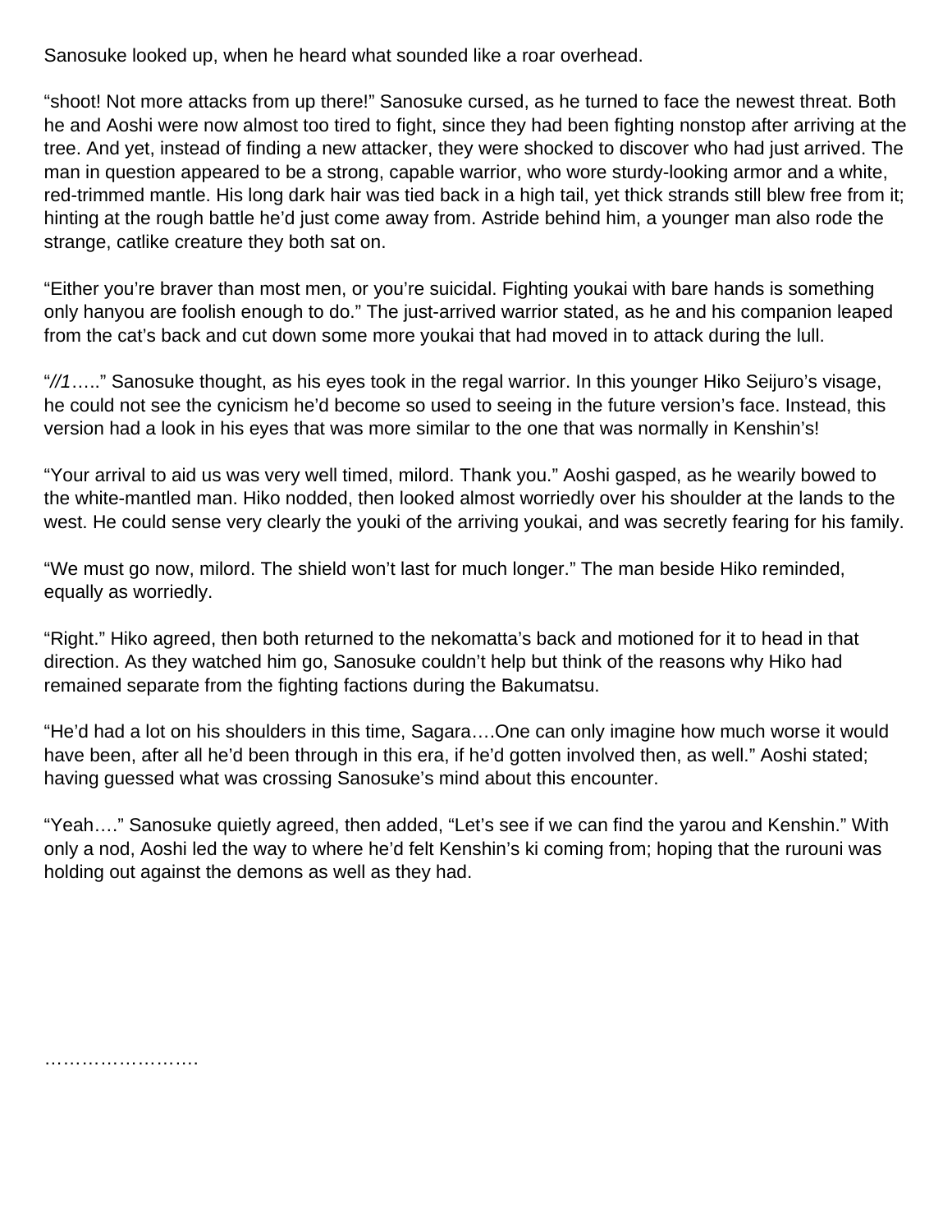Sanosuke looked up, when he heard what sounded like a roar overhead.

"shoot! Not more attacks from up there!" Sanosuke cursed, as he turned to face the newest threat. Both he and Aoshi were now almost too tired to fight, since they had been fighting nonstop after arriving at the tree. And yet, instead of finding a new attacker, they were shocked to discover who had just arrived. The man in question appeared to be a strong, capable warrior, who wore sturdy-looking armor and a white, red-trimmed mantle. His long dark hair was tied back in a high tail, yet thick strands still blew free from it; hinting at the rough battle he'd just come away from. Astride behind him, a younger man also rode the strange, catlike creature they both sat on.

"Either you're braver than most men, or you're suicidal. Fighting youkai with bare hands is something only hanyou are foolish enough to do." The just-arrived warrior stated, as he and his companion leaped from the cat's back and cut down some more youkai that had moved in to attack during the lull.

"*//1*….." Sanosuke thought, as his eyes took in the regal warrior. In this younger Hiko Seijuro's visage, he could not see the cynicism he'd become so used to seeing in the future version's face. Instead, this version had a look in his eyes that was more similar to the one that was normally in Kenshin's!

"Your arrival to aid us was very well timed, milord. Thank you." Aoshi gasped, as he wearily bowed to the white-mantled man. Hiko nodded, then looked almost worriedly over his shoulder at the lands to the west. He could sense very clearly the youki of the arriving youkai, and was secretly fearing for his family.

"We must go now, milord. The shield won't last for much longer." The man beside Hiko reminded, equally as worriedly.

"Right." Hiko agreed, then both returned to the nekomatta's back and motioned for it to head in that direction. As they watched him go, Sanosuke couldn't help but think of the reasons why Hiko had remained separate from the fighting factions during the Bakumatsu.

"He'd had a lot on his shoulders in this time, Sagara….One can only imagine how much worse it would have been, after all he'd been through in this era, if he'd gotten involved then, as well." Aoshi stated; having guessed what was crossing Sanosuke's mind about this encounter.

"Yeah…." Sanosuke quietly agreed, then added, "Let's see if we can find the yarou and Kenshin." With only a nod, Aoshi led the way to where he'd felt Kenshin's ki coming from; hoping that the rurouni was holding out against the demons as well as they had.

…………………….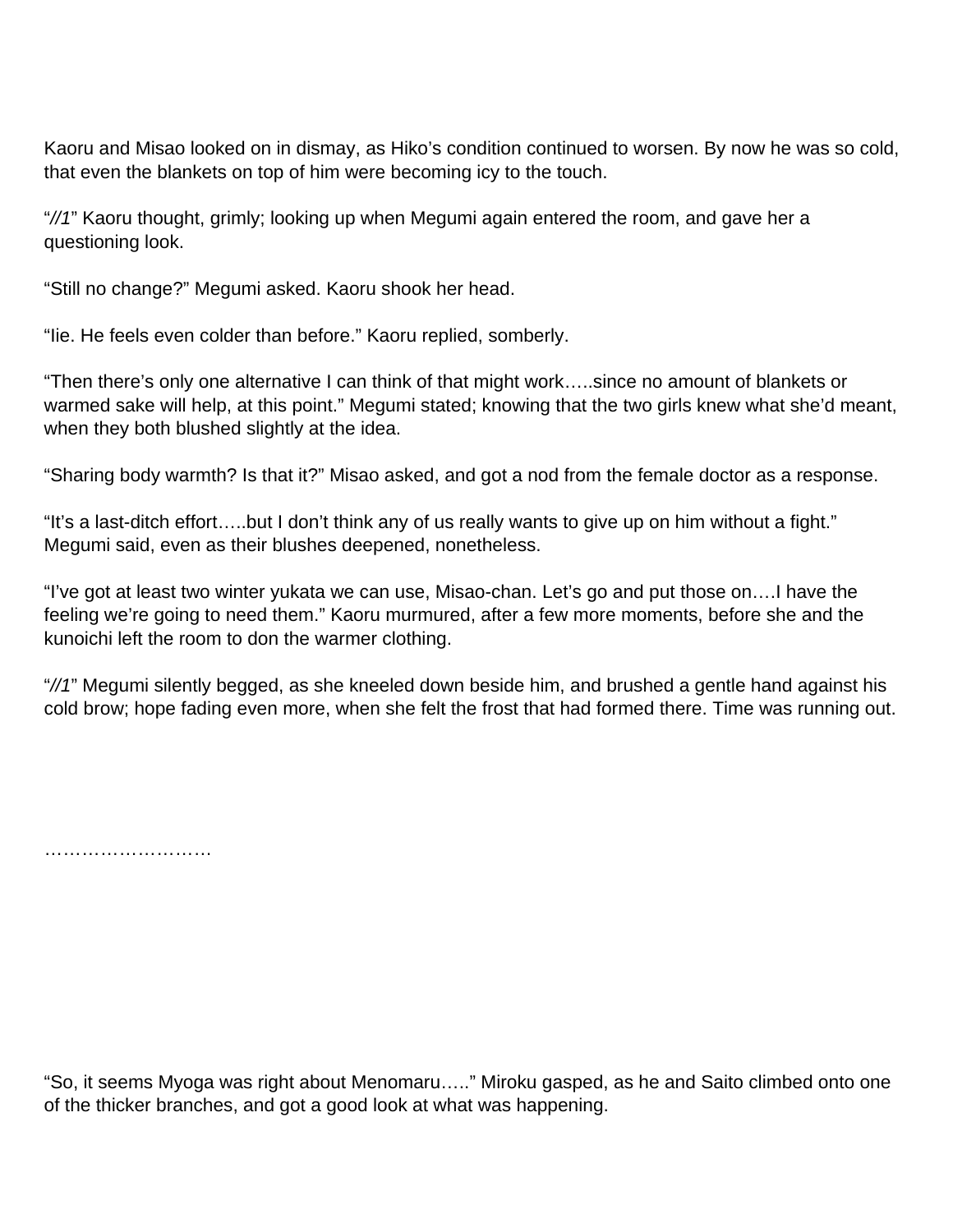Kaoru and Misao looked on in dismay, as Hiko's condition continued to worsen. By now he was so cold, that even the blankets on top of him were becoming icy to the touch.

"*//1*" Kaoru thought, grimly; looking up when Megumi again entered the room, and gave her a questioning look.

"Still no change?" Megumi asked. Kaoru shook her head.

"Iie. He feels even colder than before." Kaoru replied, somberly.

"Then there's only one alternative I can think of that might work…..since no amount of blankets or warmed sake will help, at this point." Megumi stated; knowing that the two girls knew what she'd meant, when they both blushed slightly at the idea.

"Sharing body warmth? Is that it?" Misao asked, and got a nod from the female doctor as a response.

"It's a last-ditch effort…..but I don't think any of us really wants to give up on him without a fight." Megumi said, even as their blushes deepened, nonetheless.

"I've got at least two winter yukata we can use, Misao-chan. Let's go and put those on….I have the feeling we're going to need them." Kaoru murmured, after a few more moments, before she and the kunoichi left the room to don the warmer clothing.

"*//1*" Megumi silently begged, as she kneeled down beside him, and brushed a gentle hand against his cold brow; hope fading even more, when she felt the frost that had formed there. Time was running out.

……………………..

"So, it seems Myoga was right about Menomaru….." Miroku gasped, as he and Saito climbed onto one of the thicker branches, and got a good look at what was happening.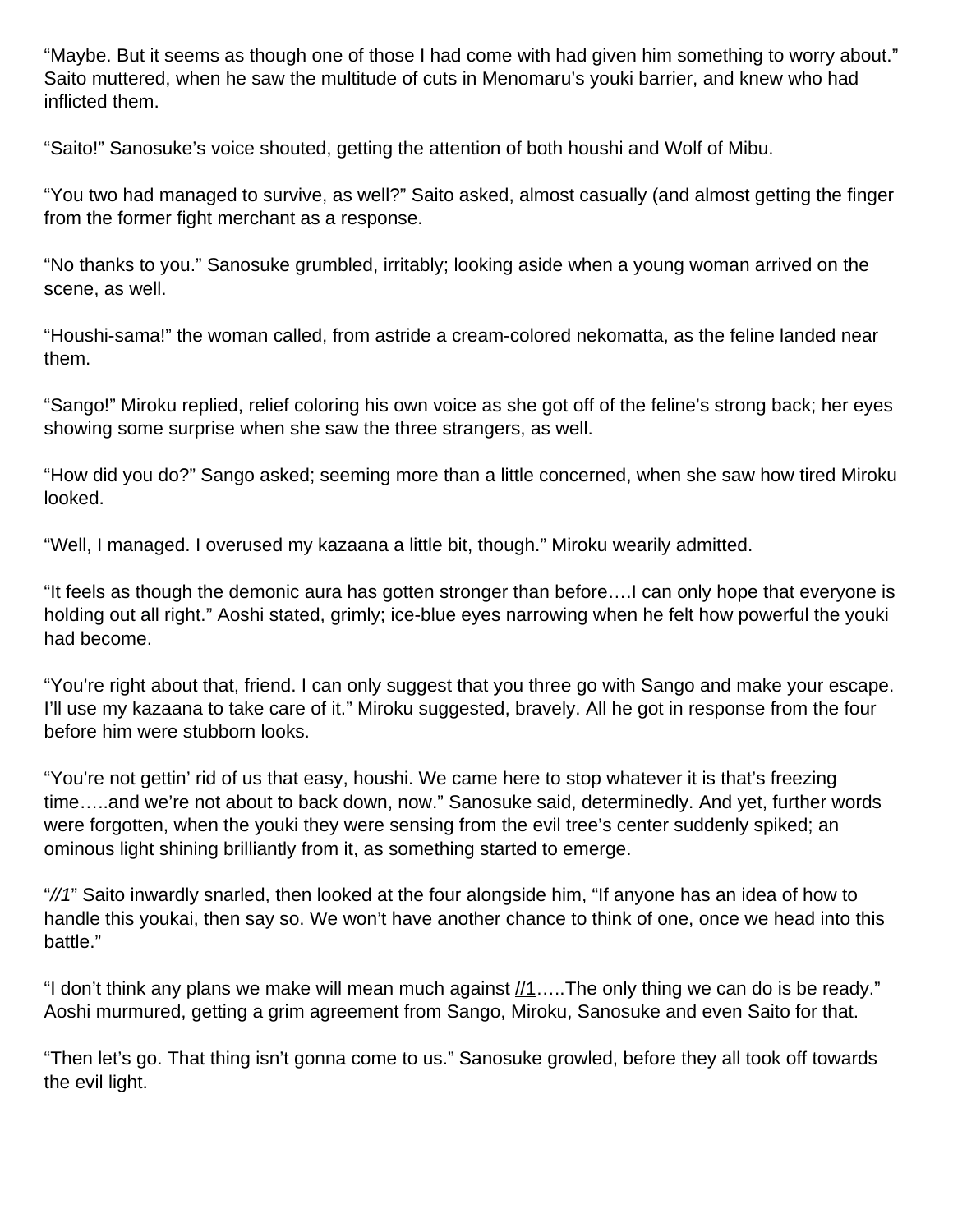“Maybe. But it seems as though one of those I had come with had given him something to worry about.” Saito muttered, when he saw the multitude of cuts in Menomaru’s youki barrier, and knew who had inflicted them.

“Saito!” Sanosuke’s voice shouted, getting the attention of both houshi and Wolf of Mibu.

“You two had managed to survive, as well?” Saito asked, almost casually (and almost getting the finger from the former fight merchant as a response.

“No thanks to you.” Sanosuke grumbled, irritably; looking aside when a young woman arrived on the scene, as well.

“Houshi-sama!” the woman called, from astride a cream-colored nekomatta, as the feline landed near them.

“Sango!” Miroku replied, relief coloring his own voice as she got off of the feline’s strong back; her eyes showing some surprise when she saw the three strangers, as well.

“How did you do?” Sango asked; seeming more than a little concerned, when she saw how tired Miroku looked.

“Well, I managed. I overused my kazaana a little bit, though.” Miroku wearily admitted.

“It feels as though the demonic aura has gotten stronger than before….I can only hope that everyone is holding out all right.” Aoshi stated, grimly; ice-blue eyes narrowing when he felt how powerful the youki had become.

“You’re right about that, friend. I can only suggest that you three go with Sango and make your escape. I’ll use my kazaana to take care of it.” Miroku suggested, bravely. All he got in response from the four before him were stubborn looks.

“You’re not gettin’ rid of us that easy, houshi. We came here to stop whatever it is that’s freezing time…..and we’re not about to back down, now.” Sanosuke said, determinedly. And yet, further words were forgotten, when the youki they were sensing from the evil tree’s center suddenly spiked; an ominous light shining brilliantly from it, as something started to emerge.

“*//1*” Saito inwardly snarled, then looked at the four alongside him, “If anyone has an idea of how to handle this youkai, then say so. We won’t have another chance to think of one, once we head into this battle.”

“I don’t think any plans we make will mean much against //1…..The only thing we can do is be ready.” Aoshi murmured, getting a grim agreement from Sango, Miroku, Sanosuke and even Saito for that.

“Then let’s go. That thing isn’t gonna come to us.” Sanosuke growled, before they all took off towards the evil light.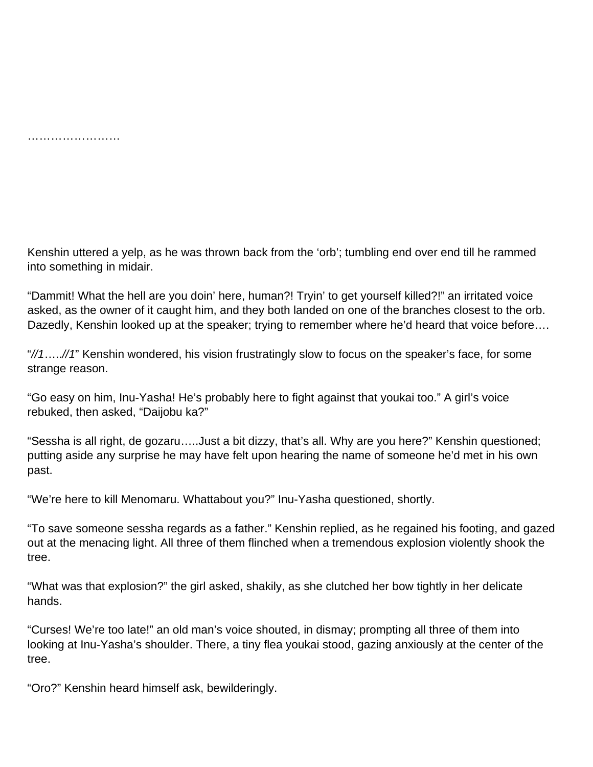……………………

Kenshin uttered a yelp, as he was thrown back from the 'orb'; tumbling end over end till he rammed into something in midair.

"Dammit! What the hell are you doin' here, human?! Tryin' to get yourself killed?!" an irritated voice asked, as the owner of it caught him, and they both landed on one of the branches closest to the orb. Dazedly, Kenshin looked up at the speaker; trying to remember where he'd heard that voice before….

"*//1…..//1*" Kenshin wondered, his vision frustratingly slow to focus on the speaker's face, for some strange reason.

"Go easy on him, Inu-Yasha! He's probably here to fight against that youkai too." A girl's voice rebuked, then asked, "Daijobu ka?"

"Sessha is all right, de gozaru…..Just a bit dizzy, that's all. Why are you here?" Kenshin questioned; putting aside any surprise he may have felt upon hearing the name of someone he'd met in his own past.

"We're here to kill Menomaru. Whattabout you?" Inu-Yasha questioned, shortly.

"To save someone sessha regards as a father." Kenshin replied, as he regained his footing, and gazed out at the menacing light. All three of them flinched when a tremendous explosion violently shook the tree.

"What was that explosion?" the girl asked, shakily, as she clutched her bow tightly in her delicate hands.

"Curses! We're too late!" an old man's voice shouted, in dismay; prompting all three of them into looking at Inu-Yasha's shoulder. There, a tiny flea youkai stood, gazing anxiously at the center of the tree.

"Oro?" Kenshin heard himself ask, bewilderingly.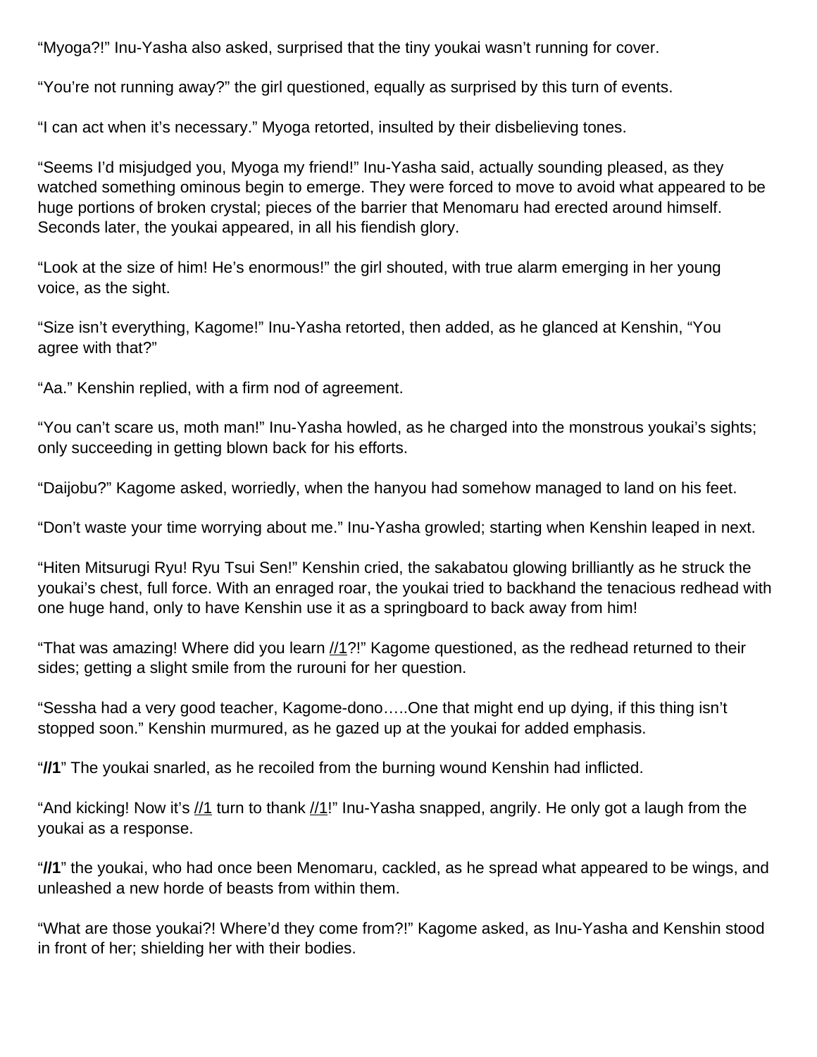“Myoga?!” Inu-Yasha also asked, surprised that the tiny youkai wasn’t running for cover.

“You’re not running away?” the girl questioned, equally as surprised by this turn of events.

“I can act when it’s necessary.” Myoga retorted, insulted by their disbelieving tones.

“Seems I’d misjudged you, Myoga my friend!” Inu-Yasha said, actually sounding pleased, as they watched something ominous begin to emerge. They were forced to move to avoid what appeared to be huge portions of broken crystal; pieces of the barrier that Menomaru had erected around himself. Seconds later, the youkai appeared, in all his fiendish glory.

“Look at the size of him! He’s enormous!” the girl shouted, with true alarm emerging in her young voice, as the sight.

“Size isn’t everything, Kagome!” Inu-Yasha retorted, then added, as he glanced at Kenshin, “You agree with that?”

“Aa.” Kenshin replied, with a firm nod of agreement.

“You can’t scare us, moth man!” Inu-Yasha howled, as he charged into the monstrous youkai’s sights; only succeeding in getting blown back for his efforts.

“Daijobu?” Kagome asked, worriedly, when the hanyou had somehow managed to land on his feet.

“Don’t waste your time worrying about me.” Inu-Yasha growled; starting when Kenshin leaped in next.

“Hiten Mitsurugi Ryu! Ryu Tsui Sen!” Kenshin cried, the sakabatou glowing brilliantly as he struck the youkai’s chest, full force. With an enraged roar, the youkai tried to backhand the tenacious redhead with one huge hand, only to have Kenshin use it as a springboard to back away from him!

“That was amazing! Where did you learn //1?!” Kagome questioned, as the redhead returned to their sides; getting a slight smile from the rurouni for her question.

“Sessha had a very good teacher, Kagome-dono…..One that might end up dying, if this thing isn’t stopped soon.” Kenshin murmured, as he gazed up at the youkai for added emphasis.

“**//1**” The youkai snarled, as he recoiled from the burning wound Kenshin had inflicted.

“And kicking! Now it’s //1 turn to thank //1!” Inu-Yasha snapped, angrily. He only got a laugh from the youkai as a response.

“**//1**” the youkai, who had once been Menomaru, cackled, as he spread what appeared to be wings, and unleashed a new horde of beasts from within them.

“What are those youkai?! Where’d they come from?!” Kagome asked, as Inu-Yasha and Kenshin stood in front of her; shielding her with their bodies.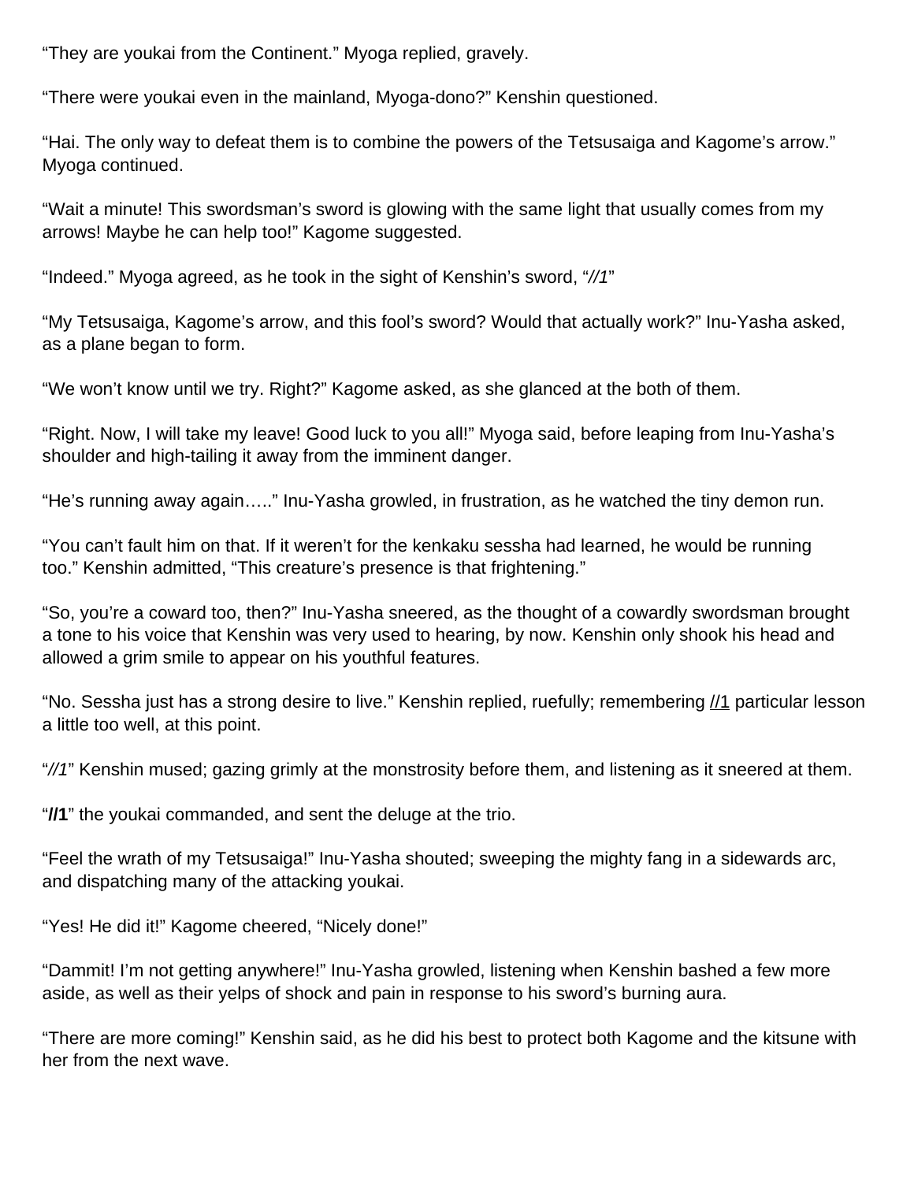"They are youkai from the Continent." Myoga replied, gravely.

"There were youkai even in the mainland, Myoga-dono?" Kenshin questioned.

"Hai. The only way to defeat them is to combine the powers of the Tetsusaiga and Kagome's arrow." Myoga continued.

"Wait a minute! This swordsman's sword is glowing with the same light that usually comes from my arrows! Maybe he can help too!" Kagome suggested.

"Indeed." Myoga agreed, as he took in the sight of Kenshin's sword, "*//1*"

"My Tetsusaiga, Kagome's arrow, and this fool's sword? Would that actually work?" Inu-Yasha asked, as a plane began to form.

"We won't know until we try. Right?" Kagome asked, as she glanced at the both of them.

"Right. Now, I will take my leave! Good luck to you all!" Myoga said, before leaping from Inu-Yasha's shoulder and high-tailing it away from the imminent danger.

"He's running away again….." Inu-Yasha growled, in frustration, as he watched the tiny demon run.

"You can't fault him on that. If it weren't for the kenkaku sessha had learned, he would be running too." Kenshin admitted, "This creature's presence is that frightening."

"So, you're a coward too, then?" Inu-Yasha sneered, as the thought of a cowardly swordsman brought a tone to his voice that Kenshin was very used to hearing, by now. Kenshin only shook his head and allowed a grim smile to appear on his youthful features.

"No. Sessha just has a strong desire to live." Kenshin replied, ruefully; remembering //1 particular lesson a little too well, at this point.

"*//1*" Kenshin mused; gazing grimly at the monstrosity before them, and listening as it sneered at them.

"**//1**" the youkai commanded, and sent the deluge at the trio.

"Feel the wrath of my Tetsusaiga!" Inu-Yasha shouted; sweeping the mighty fang in a sidewards arc, and dispatching many of the attacking youkai.

"Yes! He did it!" Kagome cheered, "Nicely done!"

"Dammit! I'm not getting anywhere!" Inu-Yasha growled, listening when Kenshin bashed a few more aside, as well as their yelps of shock and pain in response to his sword's burning aura.

"There are more coming!" Kenshin said, as he did his best to protect both Kagome and the kitsune with her from the next wave.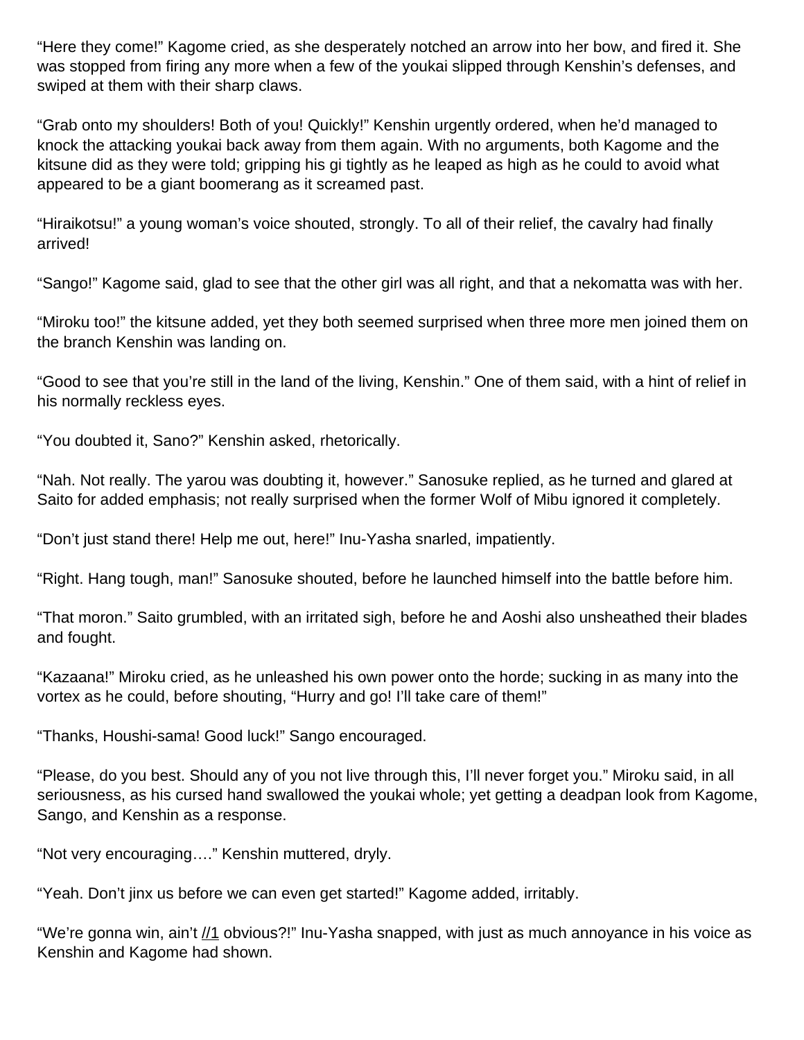“Here they come!” Kagome cried, as she desperately notched an arrow into her bow, and fired it. She was stopped from firing any more when a few of the youkai slipped through Kenshin’s defenses, and swiped at them with their sharp claws.

“Grab onto my shoulders! Both of you! Quickly!” Kenshin urgently ordered, when he’d managed to knock the attacking youkai back away from them again. With no arguments, both Kagome and the kitsune did as they were told; gripping his gi tightly as he leaped as high as he could to avoid what appeared to be a giant boomerang as it screamed past.

“Hiraikotsu!” a young woman’s voice shouted, strongly. To all of their relief, the cavalry had finally arrived!

“Sango!” Kagome said, glad to see that the other girl was all right, and that a nekomatta was with her.

“Miroku too!” the kitsune added, yet they both seemed surprised when three more men joined them on the branch Kenshin was landing on.

“Good to see that you’re still in the land of the living, Kenshin.” One of them said, with a hint of relief in his normally reckless eyes.

“You doubted it, Sano?” Kenshin asked, rhetorically.

“Nah. Not really. The yarou was doubting it, however.” Sanosuke replied, as he turned and glared at Saito for added emphasis; not really surprised when the former Wolf of Mibu ignored it completely.

“Don’t just stand there! Help me out, here!” Inu-Yasha snarled, impatiently.

“Right. Hang tough, man!” Sanosuke shouted, before he launched himself into the battle before him.

“That moron.” Saito grumbled, with an irritated sigh, before he and Aoshi also unsheathed their blades and fought.

“Kazaana!” Miroku cried, as he unleashed his own power onto the horde; sucking in as many into the vortex as he could, before shouting, “Hurry and go! I’ll take care of them!”

“Thanks, Houshi-sama! Good luck!” Sango encouraged.

“Please, do you best. Should any of you not live through this, I’ll never forget you.” Miroku said, in all seriousness, as his cursed hand swallowed the youkai whole; yet getting a deadpan look from Kagome, Sango, and Kenshin as a response.

“Not very encouraging….” Kenshin muttered, dryly.

“Yeah. Don’t jinx us before we can even get started!” Kagome added, irritably.

“We’re gonna win, ain’t //1 obvious?!” Inu-Yasha snapped, with just as much annoyance in his voice as Kenshin and Kagome had shown.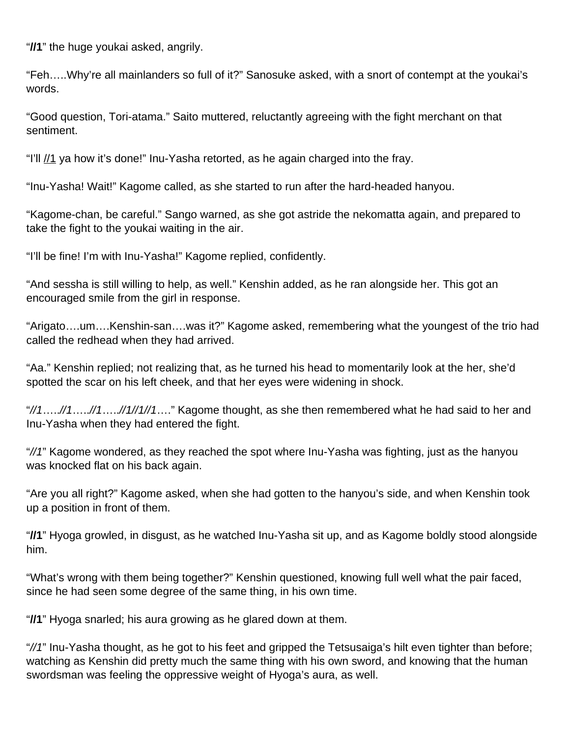"**//1**" the huge youkai asked, angrily.

"Feh…..Why're all mainlanders so full of it?" Sanosuke asked, with a snort of contempt at the youkai's words.

"Good question, Tori-atama." Saito muttered, reluctantly agreeing with the fight merchant on that sentiment.

"I'll //1 ya how it's done!" Inu-Yasha retorted, as he again charged into the fray.

"Inu-Yasha! Wait!" Kagome called, as she started to run after the hard-headed hanyou.

"Kagome-chan, be careful." Sango warned, as she got astride the nekomatta again, and prepared to take the fight to the youkai waiting in the air.

"I'll be fine! I'm with Inu-Yasha!" Kagome replied, confidently.

"And sessha is still willing to help, as well." Kenshin added, as he ran alongside her. This got an encouraged smile from the girl in response.

"Arigato….um….Kenshin-san….was it?" Kagome asked, remembering what the youngest of the trio had called the redhead when they had arrived.

"Aa." Kenshin replied; not realizing that, as he turned his head to momentarily look at the her, she'd spotted the scar on his left cheek, and that her eyes were widening in shock.

"*//1…..//1…..//1…..//1//1//1….*" Kagome thought, as she then remembered what he had said to her and Inu-Yasha when they had entered the fight.

"*//1*" Kagome wondered, as they reached the spot where Inu-Yasha was fighting, just as the hanyou was knocked flat on his back again.

"Are you all right?" Kagome asked, when she had gotten to the hanyou's side, and when Kenshin took up a position in front of them.

"**//1**" Hyoga growled, in disgust, as he watched Inu-Yasha sit up, and as Kagome boldly stood alongside him.

"What's wrong with them being together?" Kenshin questioned, knowing full well what the pair faced, since he had seen some degree of the same thing, in his own time.

"**//1**" Hyoga snarled; his aura growing as he glared down at them.

"*//1*" Inu-Yasha thought, as he got to his feet and gripped the Tetsusaiga's hilt even tighter than before; watching as Kenshin did pretty much the same thing with his own sword, and knowing that the human swordsman was feeling the oppressive weight of Hyoga's aura, as well.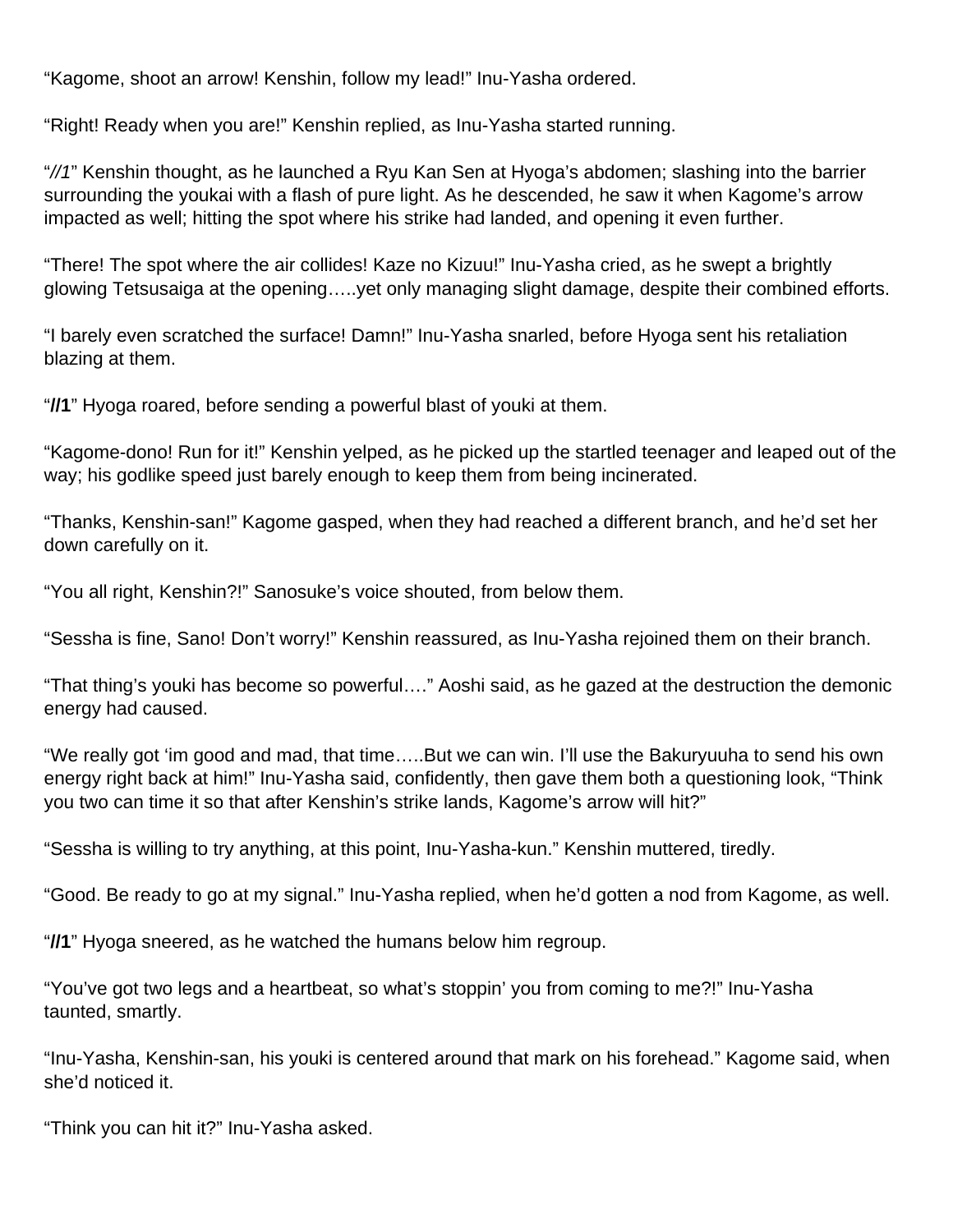"Kagome, shoot an arrow! Kenshin, follow my lead!" Inu-Yasha ordered.

"Right! Ready when you are!" Kenshin replied, as Inu-Yasha started running.

"*//1*" Kenshin thought, as he launched a Ryu Kan Sen at Hyoga's abdomen; slashing into the barrier surrounding the youkai with a flash of pure light. As he descended, he saw it when Kagome's arrow impacted as well; hitting the spot where his strike had landed, and opening it even further.

"There! The spot where the air collides! Kaze no Kizuu!" Inu-Yasha cried, as he swept a brightly glowing Tetsusaiga at the opening…..yet only managing slight damage, despite their combined efforts.

"I barely even scratched the surface! Damn!" Inu-Yasha snarled, before Hyoga sent his retaliation blazing at them.

"**//1**" Hyoga roared, before sending a powerful blast of youki at them.

"Kagome-dono! Run for it!" Kenshin yelped, as he picked up the startled teenager and leaped out of the way; his godlike speed just barely enough to keep them from being incinerated.

"Thanks, Kenshin-san!" Kagome gasped, when they had reached a different branch, and he'd set her down carefully on it.

"You all right, Kenshin?!" Sanosuke's voice shouted, from below them.

"Sessha is fine, Sano! Don't worry!" Kenshin reassured, as Inu-Yasha rejoined them on their branch.

"That thing's youki has become so powerful…." Aoshi said, as he gazed at the destruction the demonic energy had caused.

"We really got 'im good and mad, that time…..But we can win. I'll use the Bakuryuuha to send his own energy right back at him!" Inu-Yasha said, confidently, then gave them both a questioning look, "Think you two can time it so that after Kenshin's strike lands, Kagome's arrow will hit?"

"Sessha is willing to try anything, at this point, Inu-Yasha-kun." Kenshin muttered, tiredly.

"Good. Be ready to go at my signal." Inu-Yasha replied, when he'd gotten a nod from Kagome, as well.

"**//1**" Hyoga sneered, as he watched the humans below him regroup.

"You've got two legs and a heartbeat, so what's stoppin' you from coming to me?!" Inu-Yasha taunted, smartly.

"Inu-Yasha, Kenshin-san, his youki is centered around that mark on his forehead." Kagome said, when she'd noticed it.

"Think you can hit it?" Inu-Yasha asked.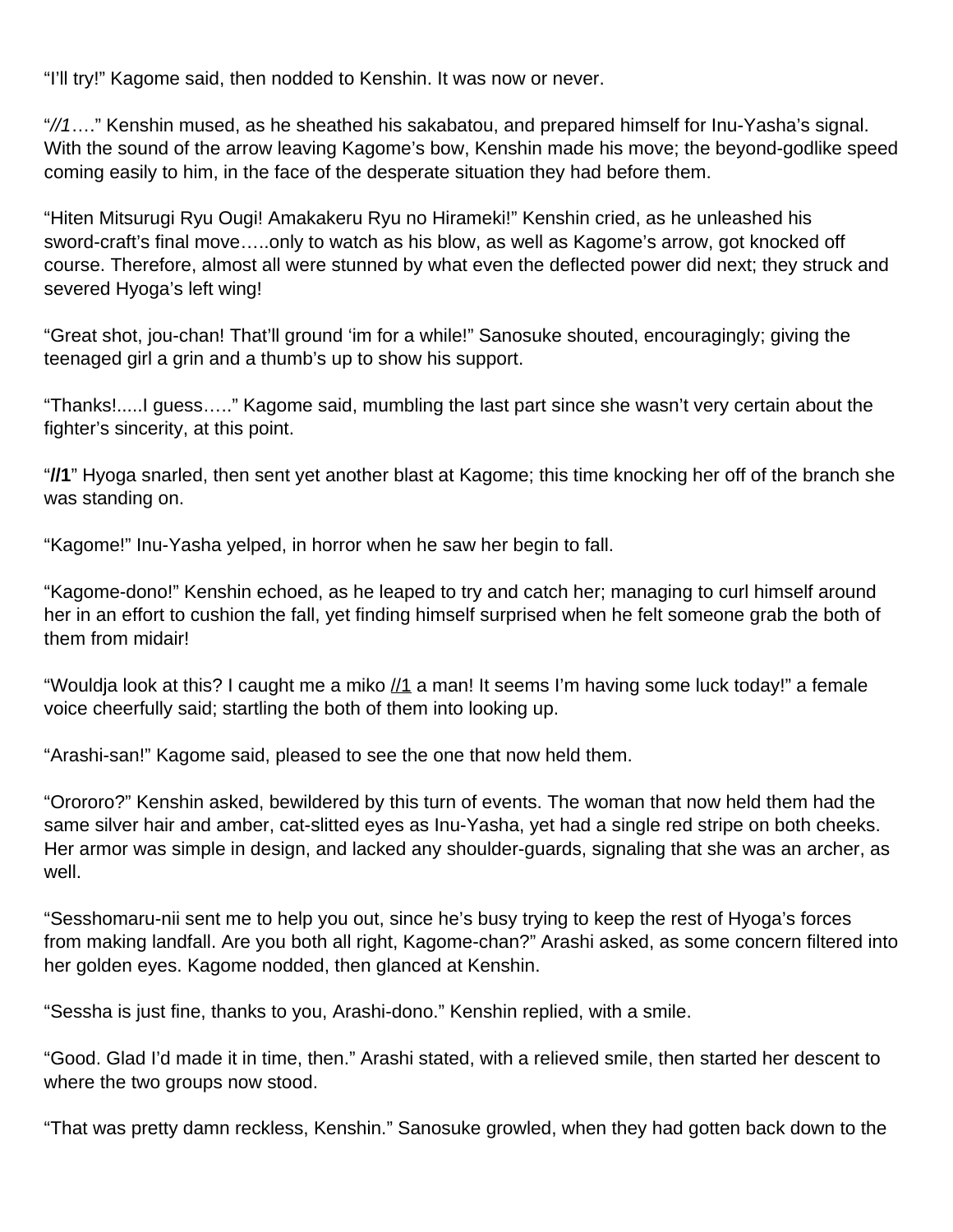“I’ll try!” Kagome said, then nodded to Kenshin. It was now or never.

“*//1*….” Kenshin mused, as he sheathed his sakabatou, and prepared himself for Inu-Yasha’s signal. With the sound of the arrow leaving Kagome’s bow, Kenshin made his move; the beyond-godlike speed coming easily to him, in the face of the desperate situation they had before them.

“Hiten Mitsurugi Ryu Ougi! Amakakeru Ryu no Hirameki!” Kenshin cried, as he unleashed his sword-craft’s final move…..only to watch as his blow, as well as Kagome’s arrow, got knocked off course. Therefore, almost all were stunned by what even the deflected power did next; they struck and severed Hyoga’s left wing!

“Great shot, jou-chan! That’ll ground ‘im for a while!” Sanosuke shouted, encouragingly; giving the teenaged girl a grin and a thumb’s up to show his support.

“Thanks!.....I guess…..” Kagome said, mumbling the last part since she wasn’t very certain about the fighter’s sincerity, at this point.

“**//1**” Hyoga snarled, then sent yet another blast at Kagome; this time knocking her off of the branch she was standing on.

“Kagome!” Inu-Yasha yelped, in horror when he saw her begin to fall.

“Kagome-dono!” Kenshin echoed, as he leaped to try and catch her; managing to curl himself around her in an effort to cushion the fall, yet finding himself surprised when he felt someone grab the both of them from midair!

“Wouldja look at this? I caught me a miko <u>//1</u> a man! It seems I’m having some luck today!” a female voice cheerfully said; startling the both of them into looking up.

“Arashi-san!” Kagome said, pleased to see the one that now held them.

“Orororo?” Kenshin asked, bewildered by this turn of events. The woman that now held them had the same silver hair and amber, cat-slitted eyes as Inu-Yasha, yet had a single red stripe on both cheeks. Her armor was simple in design, and lacked any shoulder-guards, signaling that she was an archer, as well.

“Sesshomaru-nii sent me to help you out, since he’s busy trying to keep the rest of Hyoga’s forces from making landfall. Are you both all right, Kagome-chan?” Arashi asked, as some concern filtered into her golden eyes. Kagome nodded, then glanced at Kenshin.

“Sessha is just fine, thanks to you, Arashi-dono.” Kenshin replied, with a smile.

“Good. Glad I’d made it in time, then.” Arashi stated, with a relieved smile, then started her descent to where the two groups now stood.

“That was pretty damn reckless, Kenshin.” Sanosuke growled, when they had gotten back down to the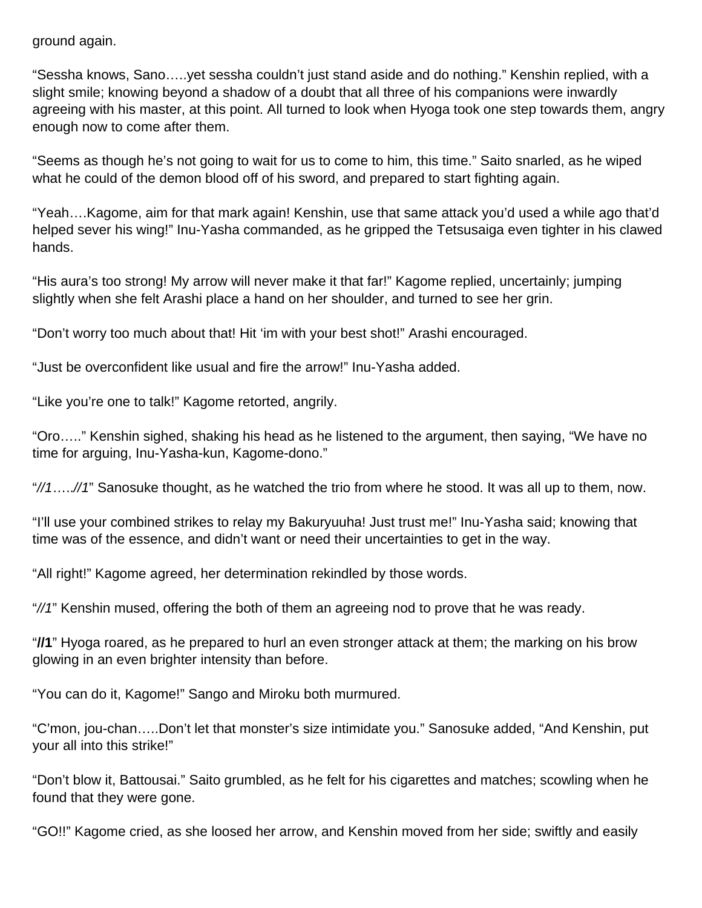ground again.

“Sessha knows, Sano…..yet sessha couldn’t just stand aside and do nothing.” Kenshin replied, with a slight smile; knowing beyond a shadow of a doubt that all three of his companions were inwardly agreeing with his master, at this point. All turned to look when Hyoga took one step towards them, angry enough now to come after them.

“Seems as though he’s not going to wait for us to come to him, this time.” Saito snarled, as he wiped what he could of the demon blood off of his sword, and prepared to start fighting again.

“Yeah….Kagome, aim for that mark again! Kenshin, use that same attack you’d used a while ago that’d helped sever his wing!” Inu-Yasha commanded, as he gripped the Tetsusaiga even tighter in his clawed hands.

“His aura’s too strong! My arrow will never make it that far!” Kagome replied, uncertainly; jumping slightly when she felt Arashi place a hand on her shoulder, and turned to see her grin.

“Don’t worry too much about that! Hit ‘im with your best shot!” Arashi encouraged.

“Just be overconfident like usual and fire the arrow!” Inu-Yasha added.

“Like you’re one to talk!” Kagome retorted, angrily.

“Oro…..” Kenshin sighed, shaking his head as he listened to the argument, then saying, “We have no time for arguing, Inu-Yasha-kun, Kagome-dono.”

“*//1…..//1*” Sanosuke thought, as he watched the trio from where he stood. It was all up to them, now.

“I’ll use your combined strikes to relay my Bakuryuuha! Just trust me!” Inu-Yasha said; knowing that time was of the essence, and didn’t want or need their uncertainties to get in the way.

“All right!” Kagome agreed, her determination rekindled by those words.

“*//1*” Kenshin mused, offering the both of them an agreeing nod to prove that he was ready.

“**//1**” Hyoga roared, as he prepared to hurl an even stronger attack at them; the marking on his brow glowing in an even brighter intensity than before.

“You can do it, Kagome!” Sango and Miroku both murmured.

“C’mon, jou-chan…..Don’t let that monster’s size intimidate you.” Sanosuke added, “And Kenshin, put your all into this strike!”

“Don’t blow it, Battousai.” Saito grumbled, as he felt for his cigarettes and matches; scowling when he found that they were gone.

“GO!!” Kagome cried, as she loosed her arrow, and Kenshin moved from her side; swiftly and easily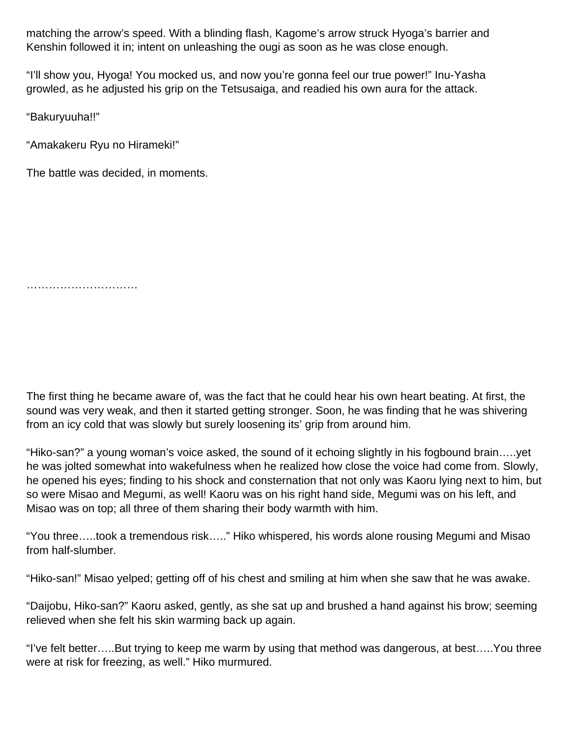matching the arrow's speed. With a blinding flash, Kagome's arrow struck Hyoga's barrier and Kenshin followed it in; intent on unleashing the ougi as soon as he was close enough.

"I'll show you, Hyoga! You mocked us, and now you're gonna feel our true power!" Inu-Yasha growled, as he adjusted his grip on the Tetsusaiga, and readied his own aura for the attack.

"Bakuryuuha!!"

"Amakakeru Ryu no Hirameki!"

The battle was decided, in moments.

…………………………

The first thing he became aware of, was the fact that he could hear his own heart beating. At first, the sound was very weak, and then it started getting stronger. Soon, he was finding that he was shivering from an icy cold that was slowly but surely loosening its' grip from around him.

"Hiko-san?" a young woman's voice asked, the sound of it echoing slightly in his fogbound brain…..yet he was jolted somewhat into wakefulness when he realized how close the voice had come from. Slowly, he opened his eyes; finding to his shock and consternation that not only was Kaoru lying next to him, but so were Misao and Megumi, as well! Kaoru was on his right hand side, Megumi was on his left, and Misao was on top; all three of them sharing their body warmth with him.

"You three…..took a tremendous risk….." Hiko whispered, his words alone rousing Megumi and Misao from half-slumber.

"Hiko-san!" Misao yelped; getting off of his chest and smiling at him when she saw that he was awake.

"Daijobu, Hiko-san?" Kaoru asked, gently, as she sat up and brushed a hand against his brow; seeming relieved when she felt his skin warming back up again.

"I've felt better…..But trying to keep me warm by using that method was dangerous, at best…..You three were at risk for freezing, as well." Hiko murmured.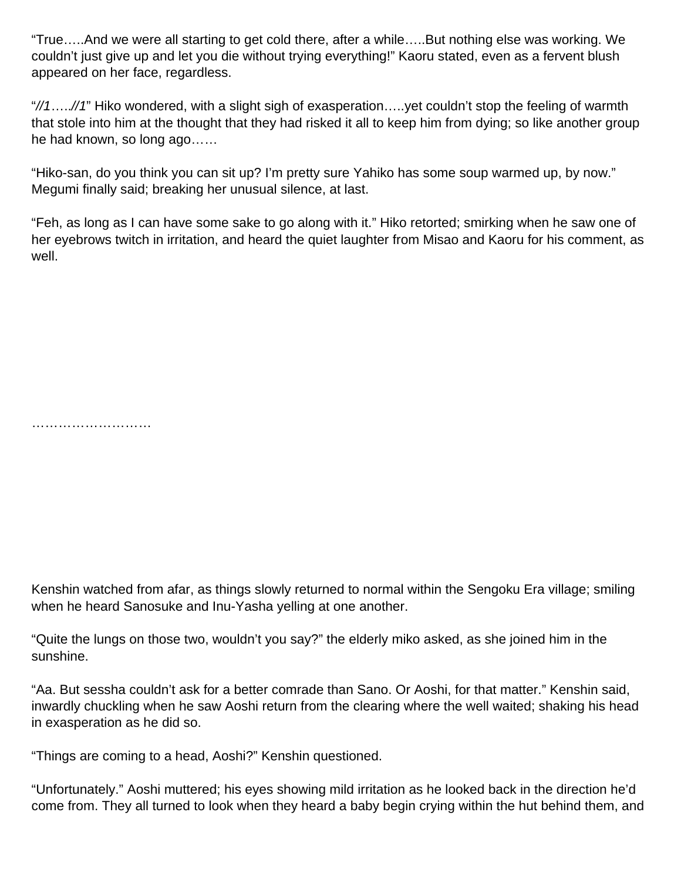"True…..And we were all starting to get cold there, after a while…..But nothing else was working. We couldn't just give up and let you die without trying everything!" Kaoru stated, even as a fervent blush appeared on her face, regardless.

"*//1…..//1*" Hiko wondered, with a slight sigh of exasperation…..yet couldn't stop the feeling of warmth that stole into him at the thought that they had risked it all to keep him from dying; so like another group he had known, so long ago……

"Hiko-san, do you think you can sit up? I'm pretty sure Yahiko has some soup warmed up, by now." Megumi finally said; breaking her unusual silence, at last.

"Feh, as long as I can have some sake to go along with it." Hiko retorted; smirking when he saw one of her eyebrows twitch in irritation, and heard the quiet laughter from Misao and Kaoru for his comment, as well.

……………………….

Kenshin watched from afar, as things slowly returned to normal within the Sengoku Era village; smiling when he heard Sanosuke and Inu-Yasha yelling at one another.

"Quite the lungs on those two, wouldn't you say?" the elderly miko asked, as she joined him in the sunshine.

"Aa. But sessha couldn't ask for a better comrade than Sano. Or Aoshi, for that matter." Kenshin said, inwardly chuckling when he saw Aoshi return from the clearing where the well waited; shaking his head in exasperation as he did so.

"Things are coming to a head, Aoshi?" Kenshin questioned.

"Unfortunately." Aoshi muttered; his eyes showing mild irritation as he looked back in the direction he'd come from. They all turned to look when they heard a baby begin crying within the hut behind them, and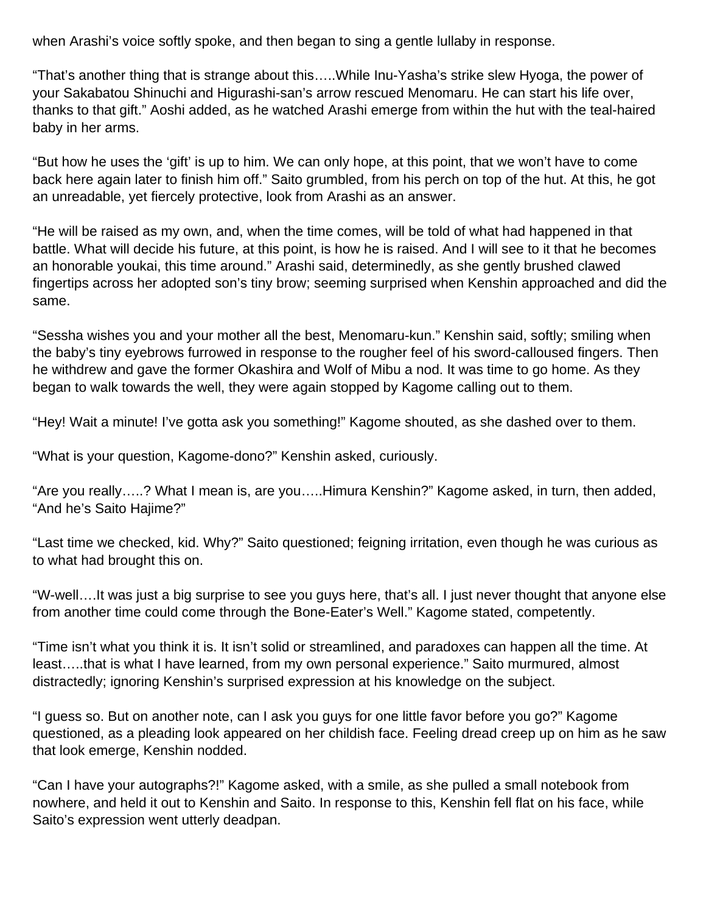when Arashi's voice softly spoke, and then began to sing a gentle lullaby in response.

"That's another thing that is strange about this…..While Inu-Yasha's strike slew Hyoga, the power of your Sakabatou Shinuchi and Higurashi-san's arrow rescued Menomaru. He can start his life over, thanks to that gift." Aoshi added, as he watched Arashi emerge from within the hut with the teal-haired baby in her arms.

"But how he uses the 'gift' is up to him. We can only hope, at this point, that we won't have to come back here again later to finish him off." Saito grumbled, from his perch on top of the hut. At this, he got an unreadable, yet fiercely protective, look from Arashi as an answer.

"He will be raised as my own, and, when the time comes, will be told of what had happened in that battle. What will decide his future, at this point, is how he is raised. And I will see to it that he becomes an honorable youkai, this time around." Arashi said, determinedly, as she gently brushed clawed fingertips across her adopted son's tiny brow; seeming surprised when Kenshin approached and did the same.

"Sessha wishes you and your mother all the best, Menomaru-kun." Kenshin said, softly; smiling when the baby's tiny eyebrows furrowed in response to the rougher feel of his sword-calloused fingers. Then he withdrew and gave the former Okashira and Wolf of Mibu a nod. It was time to go home. As they began to walk towards the well, they were again stopped by Kagome calling out to them.

"Hey! Wait a minute! I've gotta ask you something!" Kagome shouted, as she dashed over to them.

"What is your question, Kagome-dono?" Kenshin asked, curiously.

"Are you really…..? What I mean is, are you…..Himura Kenshin?" Kagome asked, in turn, then added, "And he's Saito Hajime?"

"Last time we checked, kid. Why?" Saito questioned; feigning irritation, even though he was curious as to what had brought this on.

"W-well….It was just a big surprise to see you guys here, that's all. I just never thought that anyone else from another time could come through the Bone-Eater's Well." Kagome stated, competently.

"Time isn't what you think it is. It isn't solid or streamlined, and paradoxes can happen all the time. At least…..that is what I have learned, from my own personal experience." Saito murmured, almost distractedly; ignoring Kenshin's surprised expression at his knowledge on the subject.

"I guess so. But on another note, can I ask you guys for one little favor before you go?" Kagome questioned, as a pleading look appeared on her childish face. Feeling dread creep up on him as he saw that look emerge, Kenshin nodded.

"Can I have your autographs?!" Kagome asked, with a smile, as she pulled a small notebook from nowhere, and held it out to Kenshin and Saito. In response to this, Kenshin fell flat on his face, while Saito's expression went utterly deadpan.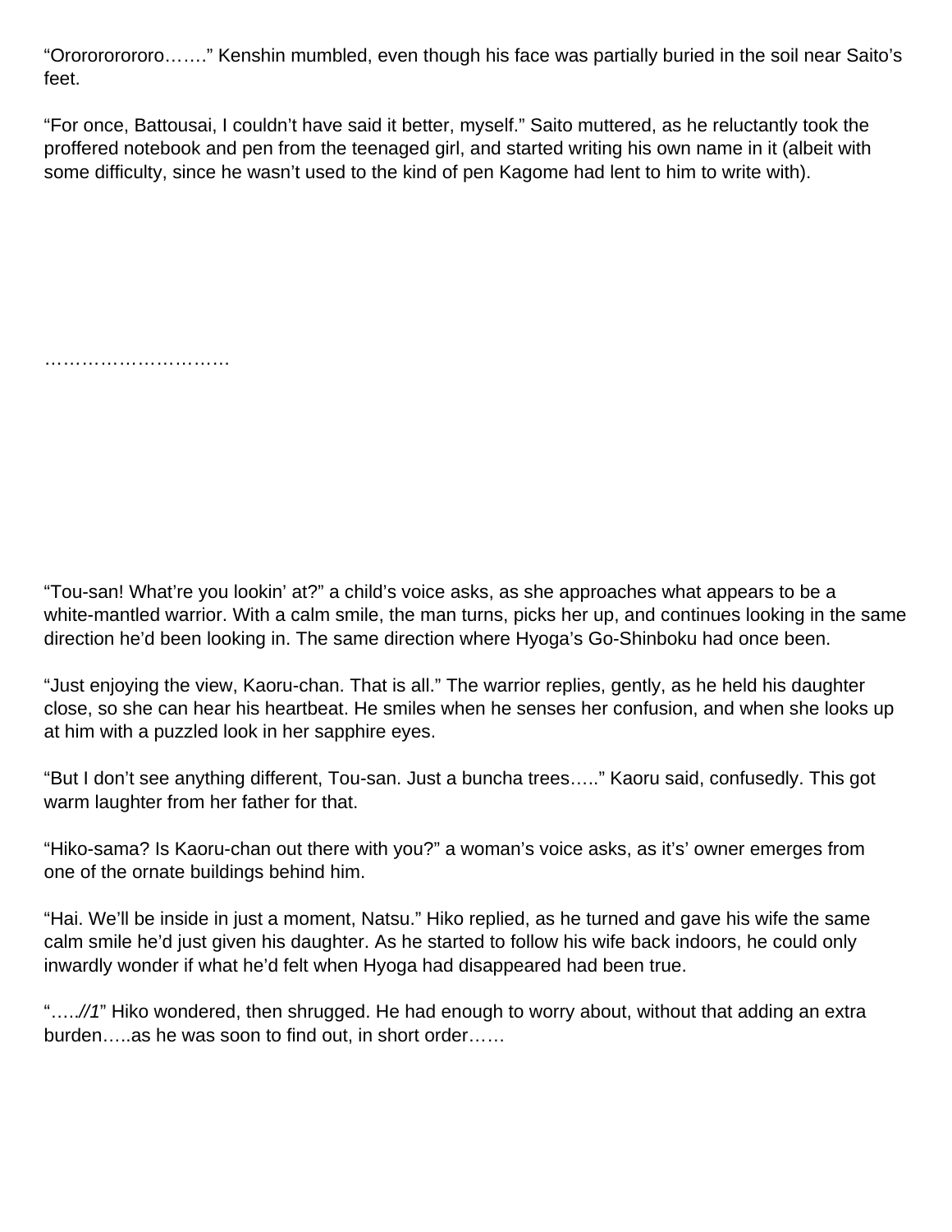"Orororororoo……." Kenshin mumbled, even though his face was partially buried in the soil near Saito's feet.

"For once, Battousai, I couldn't have said it better, myself." Saito muttered, as he reluctantly took the proffered notebook and pen from the teenaged girl, and started writing his own name in it (albeit with some difficulty, since he wasn't used to the kind of pen Kagome had lent to him to write with).

…………………………

"Tou-san! What're you lookin' at?" a child's voice asks, as she approaches what appears to be a white-mantled warrior. With a calm smile, the man turns, picks her up, and continues looking in the same direction he'd been looking in. The same direction where Hyoga's Go-Shinboku had once been.

"Just enjoying the view, Kaoru-chan. That is all." The warrior replies, gently, as he held his daughter close, so she can hear his heartbeat. He smiles when he senses her confusion, and when she looks up at him with a puzzled look in her sapphire eyes.

"But I don't see anything different, Tou-san. Just a buncha trees….." Kaoru said, confusedly. This got warm laughter from her father for that.

"Hiko-sama? Is Kaoru-chan out there with you?" a woman's voice asks, as it's' owner emerges from one of the ornate buildings behind him.

"Hai. We'll be inside in just a moment, Natsu." Hiko replied, as he turned and gave his wife the same calm smile he'd just given his daughter. As he started to follow his wife back indoors, he could only inwardly wonder if what he'd felt when Hyoga had disappeared had been true.

"…..*//1*" Hiko wondered, then shrugged. He had enough to worry about, without that adding an extra burden…..as he was soon to find out, in short order……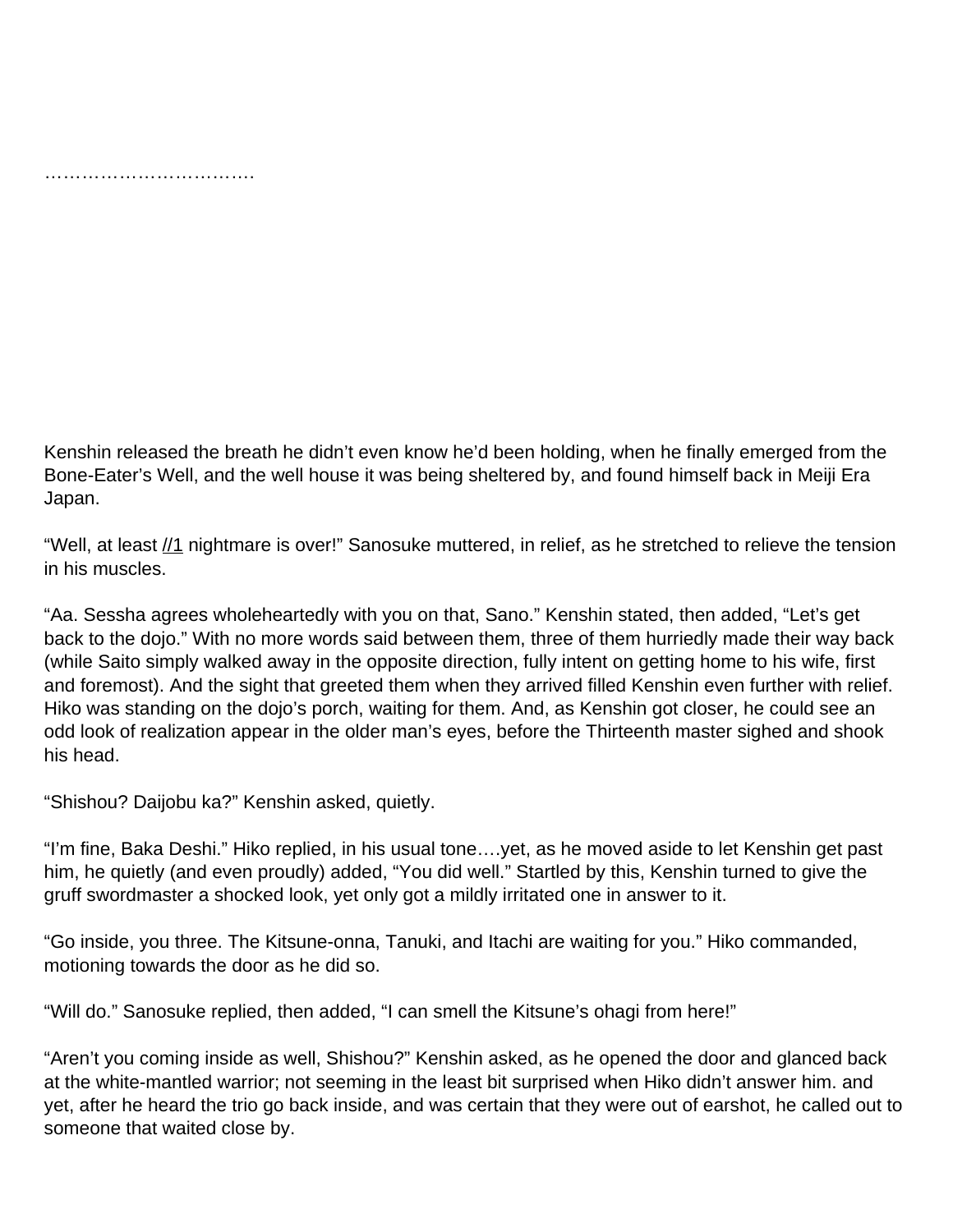…………………………….

Kenshin released the breath he didn't even know he'd been holding, when he finally emerged from the Bone-Eater's Well, and the well house it was being sheltered by, and found himself back in Meiji Era Japan.

"Well, at least //1 nightmare is over!" Sanosuke muttered, in relief, as he stretched to relieve the tension in his muscles.

"Aa. Sessha agrees wholeheartedly with you on that, Sano." Kenshin stated, then added, "Let's get back to the dojo." With no more words said between them, three of them hurriedly made their way back (while Saito simply walked away in the opposite direction, fully intent on getting home to his wife, first and foremost). And the sight that greeted them when they arrived filled Kenshin even further with relief. Hiko was standing on the dojo's porch, waiting for them. And, as Kenshin got closer, he could see an odd look of realization appear in the older man's eyes, before the Thirteenth master sighed and shook his head.

"Shishou? Daijobu ka?" Kenshin asked, quietly.

"I'm fine, Baka Deshi." Hiko replied, in his usual tone….yet, as he moved aside to let Kenshin get past him, he quietly (and even proudly) added, "You did well." Startled by this, Kenshin turned to give the gruff swordmaster a shocked look, yet only got a mildly irritated one in answer to it.

"Go inside, you three. The Kitsune-onna, Tanuki, and Itachi are waiting for you." Hiko commanded, motioning towards the door as he did so.

"Will do." Sanosuke replied, then added, "I can smell the Kitsune's ohagi from here!"

"Aren't you coming inside as well, Shishou?" Kenshin asked, as he opened the door and glanced back at the white-mantled warrior; not seeming in the least bit surprised when Hiko didn't answer him. and yet, after he heard the trio go back inside, and was certain that they were out of earshot, he called out to someone that waited close by.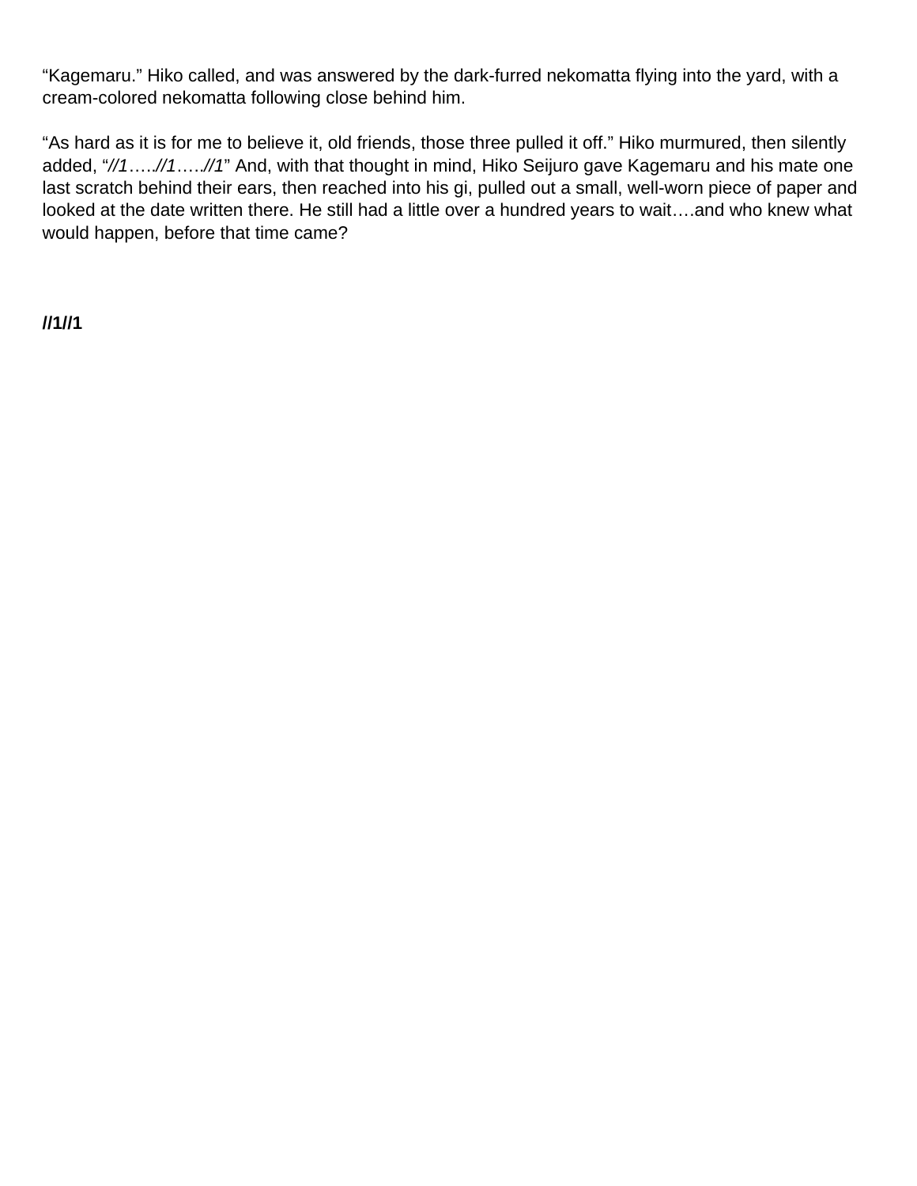"Kagemaru." Hiko called, and was answered by the dark-furred nekomatta flying into the yard, with a cream-colored nekomatta following close behind him.

"As hard as it is for me to believe it, old friends, those three pulled it off." Hiko murmured, then silently added, "*//1…..//1…..//1*" And, with that thought in mind, Hiko Seijuro gave Kagemaru and his mate one last scratch behind their ears, then reached into his gi, pulled out a small, well-worn piece of paper and looked at the date written there. He still had a little over a hundred years to wait….and who knew what would happen, before that time came?

**//1//1**